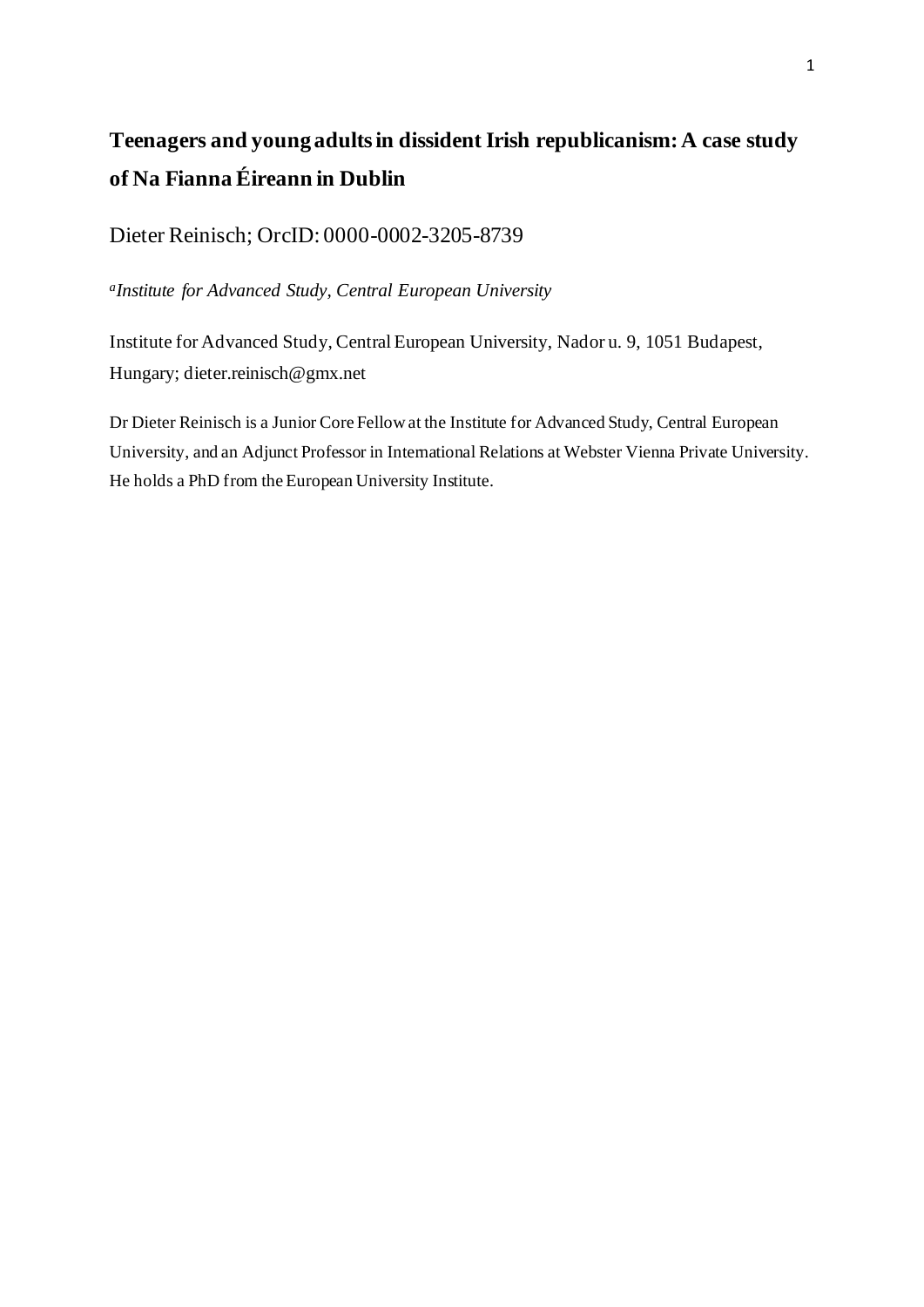# Teenagers and young adults in dissident Irish republicanism: A case study of Na Fianna Éireann in Dublin

Dieter Reinisch; OrcID: 0000-0002-3205-8739

[a]*Institute for Advanced Study, Central European University*

Institute for Advanced Study, Central European University, Nador u. 9, 1051 Budapest, Hungary; dieter.reinisch@gmx.net

Dr Dieter Reinisch is a Junior Core Fellow at the Institute for Advanced Study, Central European University, and an Adjunct Professor in International Relations at Webster Vienna Private University. He holds a PhD from the European University Institute.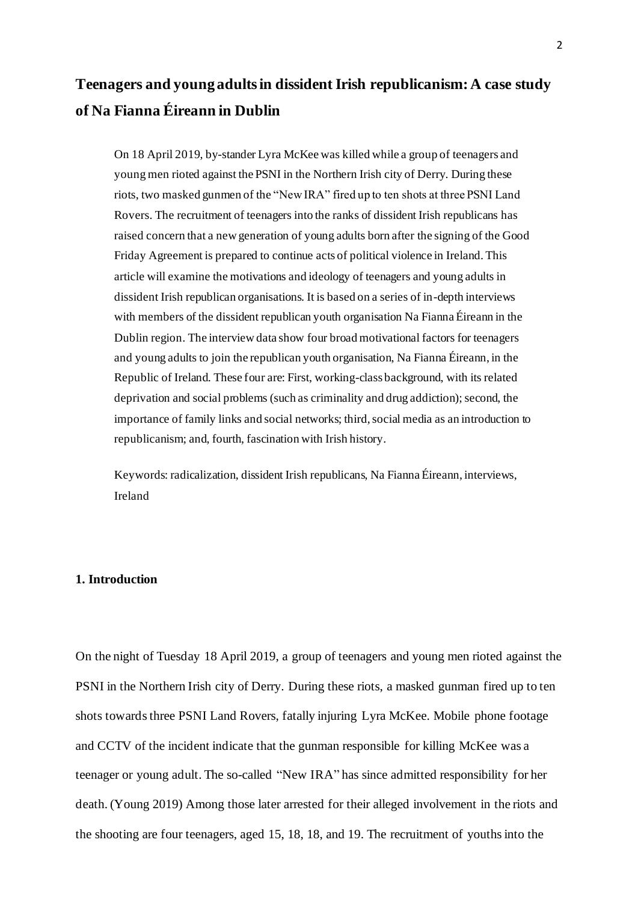# Teenagers and young adults in dissident Irish republicanism: A case study of Na Fianna Éireann in Dublin

On 18 April 2019, by-stander Lyra McKee was killed while a group of teenagers and young men rioted against the PSNI in the Northern Irish city of Derry. During these riots, two masked gunmen of the "New IRA" fired up to ten shots at three PSNI Land Rovers. The recruitment of teenagers into the ranks of dissident Irish republicans has raised concern that a new generation of young adults born after the signing of the Good Friday Agreement is prepared to continue acts of political violence in Ireland. This article will examine the motivations and ideology of teenagers and young adults in dissident Irish republican organisations. It is based on a series of in-depth interviews with members of the dissident republican youth organisation Na Fianna Éireann in the Dublin region. The interview data show four broad motivational factors for teenagers and young adults to join the republican youth organisation, Na Fianna Éireann, in the Republic of Ireland. These four are: First, working-class background, with its related deprivation and social problems (such as criminality and drug addiction); second, the importance of family links and social networks; third, social media as an introduction to republicanism; and, fourth, fascination with Irish history.

Keywords: radicalization, dissident Irish republicans, Na Fianna Éireann, interviews, Ireland

## 1. Introduction

On the night of Tuesday 18 April 2019, a group of teenagers and young men rioted against the PSNI in the Northern Irish city of Derry. During these riots, a masked gunman fired up to ten shots towards three PSNI Land Rovers, fatally injuring Lyra McKee. Mobile phone footage and CCTV of the incident indicate that the gunman responsible for killing McKee was a teenager or young adult. The so-called "New IRA" has since admitted responsibility for her death. (Young 2019) Among those later arrested for their alleged involvement in the riots and the shooting are four teenagers, aged 15, 18, 18, and 19. The recruitment of youths into the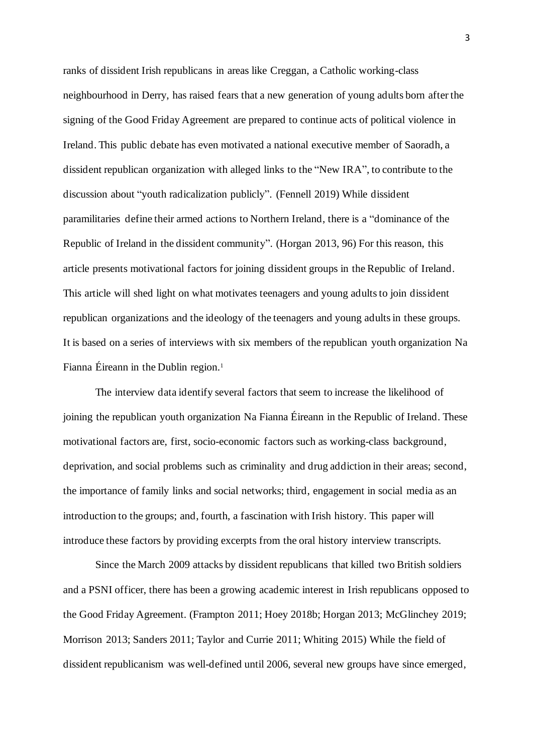ranks of dissident Irish republicans in areas like Creggan, a Catholic working-class neighbourhood in Derry, has raised fears that a new generation of young adults born after the signing of the Good Friday Agreement are prepared to continue acts of political violence in Ireland. This public debate has even motivated a national executive member of Saoradh, a dissident republican organization with alleged links to the "New IRA", to contribute to the discussion about "youth radicalization publicly". (Fennell 2019) While dissident paramilitaries define their armed actions to Northern Ireland, there is a "dominance of the Republic of Ireland in the dissident community". (Horgan 2013, 96) For this reason, this article presents motivational factors for joining dissident groups in the Republic of Ireland. This article will shed light on what motivates teenagers and young adults to join dissident republican organizations and the ideology of the teenagers and young adults in these groups. It is based on a series of interviews with six members of the republican youth organization Na Fianna Éireann in the Dublin region.[1]

The interview data identify several factors that seem to increase the likelihood of joining the republican youth organization Na Fianna Éireann in the Republic of Ireland. These motivational factors are, first, socio-economic factors such as working-class background, deprivation, and social problems such as criminality and drug addiction in their areas; second, the importance of family links and social networks; third, engagement in social media as an introduction to the groups; and, fourth, a fascination with Irish history. This paper will introduce these factors by providing excerpts from the oral history interview transcripts.

Since the March 2009 attacks by dissident republicans that killed two British soldiers and a PSNI officer, there has been a growing academic interest in Irish republicans opposed to the Good Friday Agreement. (Frampton 2011; Hoey 2018b; Horgan 2013; McGlinchey 2019; Morrison 2013; Sanders 2011; Taylor and Currie 2011; Whiting 2015) While the field of dissident republicanism was well-defined until 2006, several new groups have since emerged,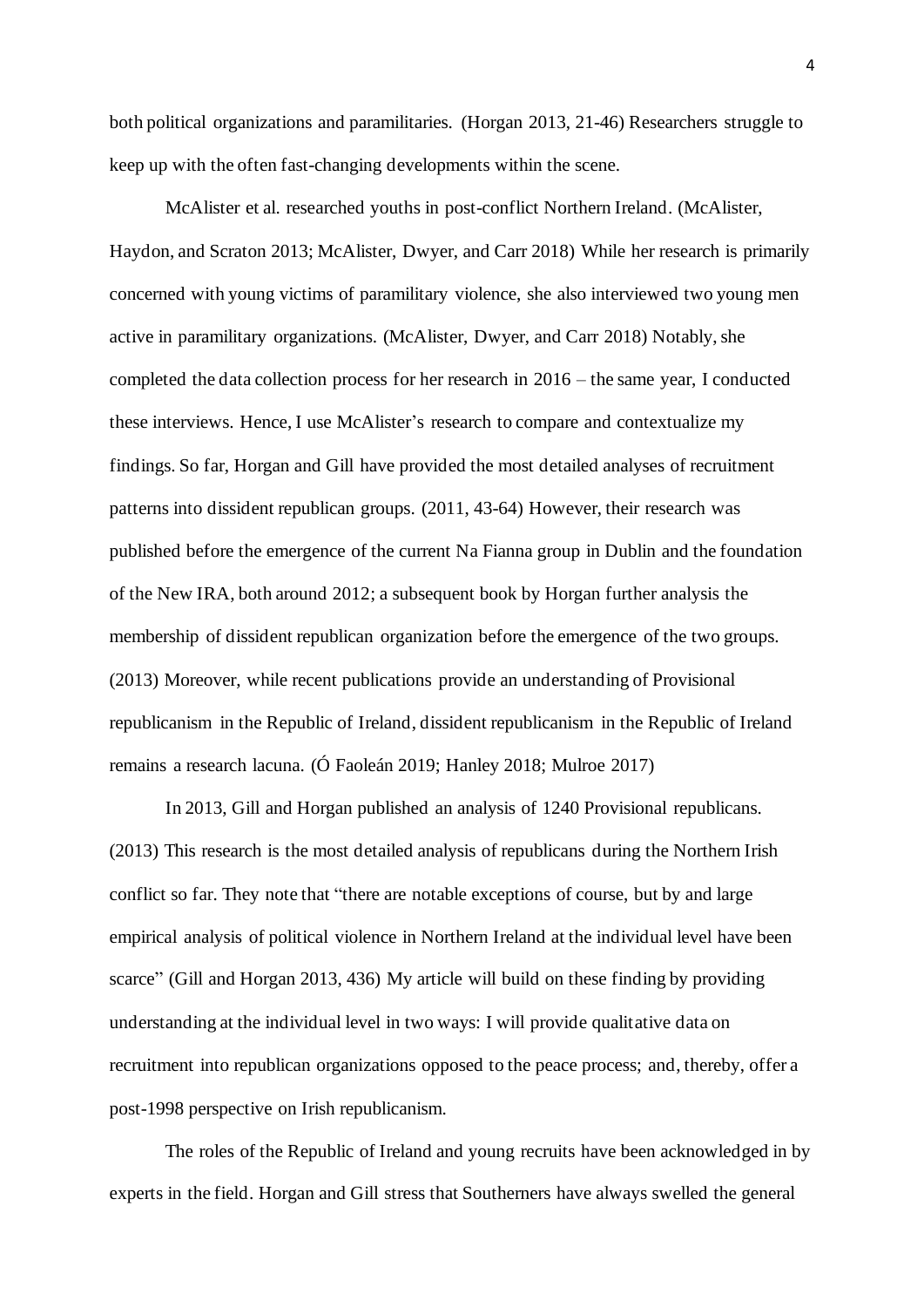both political organizations and paramilitaries. (Horgan 2013, 21-46) Researchers struggle to keep up with the often fast-changing developments within the scene.

McAlister et al. researched youths in post-conflict Northern Ireland. (McAlister, Haydon, and Scraton 2013; McAlister, Dwyer, and Carr 2018) While her research is primarily concerned with young victims of paramilitary violence, she also interviewed two young men active in paramilitary organizations. (McAlister, Dwyer, and Carr 2018) Notably, she completed the data collection process for her research in 2016 – the same year, I conducted these interviews. Hence, I use McAlister's research to compare and contextualize my findings. So far, Horgan and Gill have provided the most detailed analyses of recruitment patterns into dissident republican groups. (2011, 43-64) However, their research was published before the emergence of the current Na Fianna group in Dublin and the foundation of the New IRA, both around 2012; a subsequent book by Horgan further analysis the membership of dissident republican organization before the emergence of the two groups. (2013) Moreover, while recent publications provide an understanding of Provisional republicanism in the Republic of Ireland, dissident republicanism in the Republic of Ireland remains a research lacuna. (Ó Faoleán 2019; Hanley 2018; Mulroe 2017)

In 2013, Gill and Horgan published an analysis of 1240 Provisional republicans. (2013) This research is the most detailed analysis of republicans during the Northern Irish conflict so far. They note that "there are notable exceptions of course, but by and large empirical analysis of political violence in Northern Ireland at the individual level have been scarce" (Gill and Horgan 2013, 436) My article will build on these finding by providing understanding at the individual level in two ways: I will provide qualitative data on recruitment into republican organizations opposed to the peace process; and, thereby, offer a post-1998 perspective on Irish republicanism.

The roles of the Republic of Ireland and young recruits have been acknowledged in by experts in the field. Horgan and Gill stress that Southerners have always swelled the general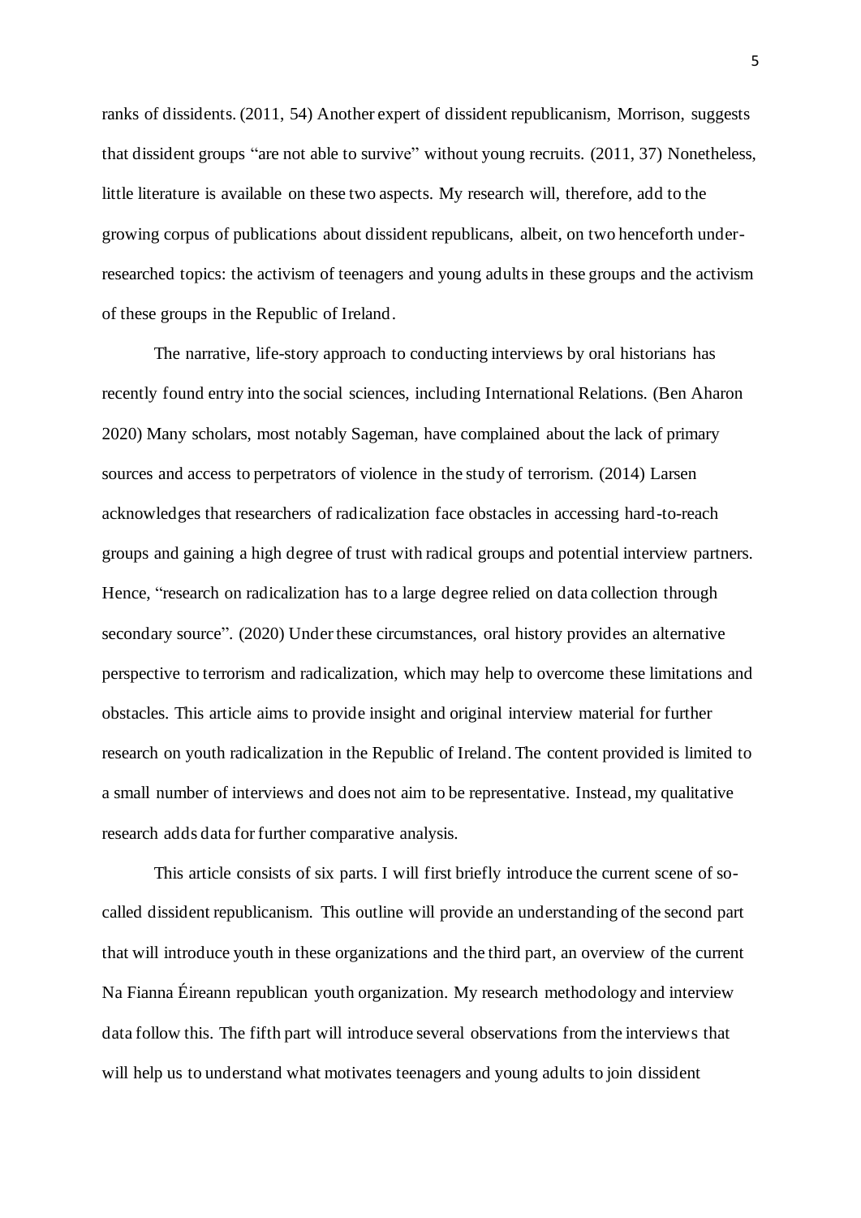ranks of dissidents. (2011, 54) Another expert of dissident republicanism, Morrison, suggests that dissident groups "are not able to survive" without young recruits. (2011, 37) Nonetheless, little literature is available on these two aspects. My research will, therefore, add to the growing corpus of publications about dissident republicans, albeit, on two henceforth under-researched topics: the activism of teenagers and young adults in these groups and the activism of these groups in the Republic of Ireland.

The narrative, life-story approach to conducting interviews by oral historians has recently found entry into the social sciences, including International Relations. (Ben Aharon 2020) Many scholars, most notably Sageman, have complained about the lack of primary sources and access to perpetrators of violence in the study of terrorism. (2014) Larsen acknowledges that researchers of radicalization face obstacles in accessing hard-to-reach groups and gaining a high degree of trust with radical groups and potential interview partners. Hence, "research on radicalization has to a large degree relied on data collection through secondary source". (2020) Under these circumstances, oral history provides an alternative perspective to terrorism and radicalization, which may help to overcome these limitations and obstacles. This article aims to provide insight and original interview material for further research on youth radicalization in the Republic of Ireland. The content provided is limited to a small number of interviews and does not aim to be representative. Instead, my qualitative research adds data for further comparative analysis.

This article consists of six parts. I will first briefly introduce the current scene of so-called dissident republicanism. This outline will provide an understanding of the second part that will introduce youth in these organizations and the third part, an overview of the current Na Fianna Éireann republican youth organization. My research methodology and interview data follow this. The fifth part will introduce several observations from the interviews that will help us to understand what motivates teenagers and young adults to join dissident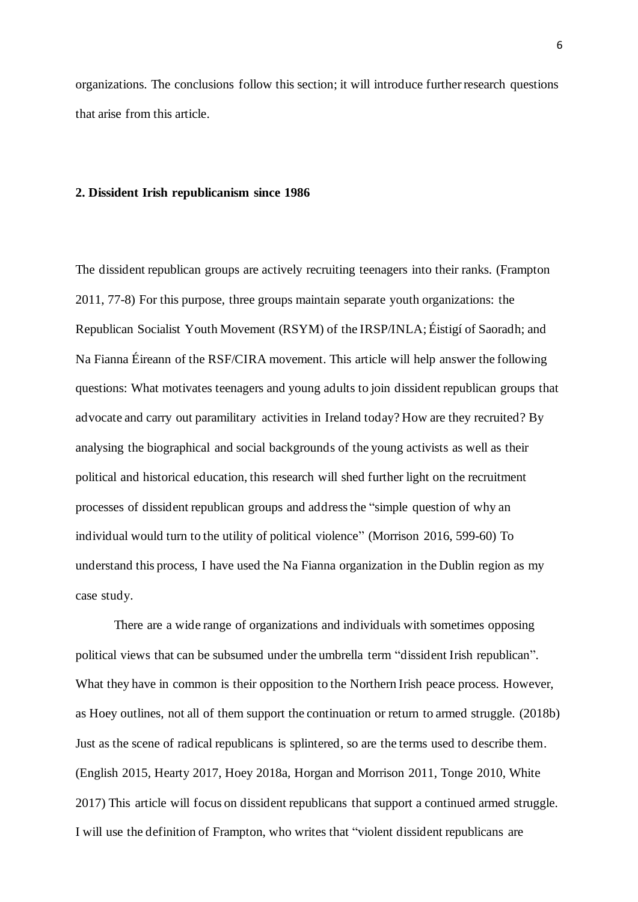organizations. The conclusions follow this section; it will introduce further research questions that arise from this article.

## 2. Dissident Irish republicanism since 1986

The dissident republican groups are actively recruiting teenagers into their ranks. (Frampton 2011, 77-8) For this purpose, three groups maintain separate youth organizations: the Republican Socialist Youth Movement (RSYM) of the IRSP/INLA; Éistigí of Saoradh; and Na Fianna Éireann of the RSF/CIRA movement. This article will help answer the following questions: What motivates teenagers and young adults to join dissident republican groups that advocate and carry out paramilitary activities in Ireland today? How are they recruited? By analysing the biographical and social backgrounds of the young activists as well as their political and historical education, this research will shed further light on the recruitment processes of dissident republican groups and address the "simple question of why an individual would turn to the utility of political violence" (Morrison 2016, 599-60) To understand this process, I have used the Na Fianna organization in the Dublin region as my case study.

There are a wide range of organizations and individuals with sometimes opposing political views that can be subsumed under the umbrella term "dissident Irish republican". What they have in common is their opposition to the Northern Irish peace process. However, as Hoey outlines, not all of them support the continuation or return to armed struggle. (2018b) Just as the scene of radical republicans is splintered, so are the terms used to describe them. (English 2015, Hearty 2017, Hoey 2018a, Horgan and Morrison 2011, Tonge 2010, White 2017) This article will focus on dissident republicans that support a continued armed struggle. I will use the definition of Frampton, who writes that "violent dissident republicans are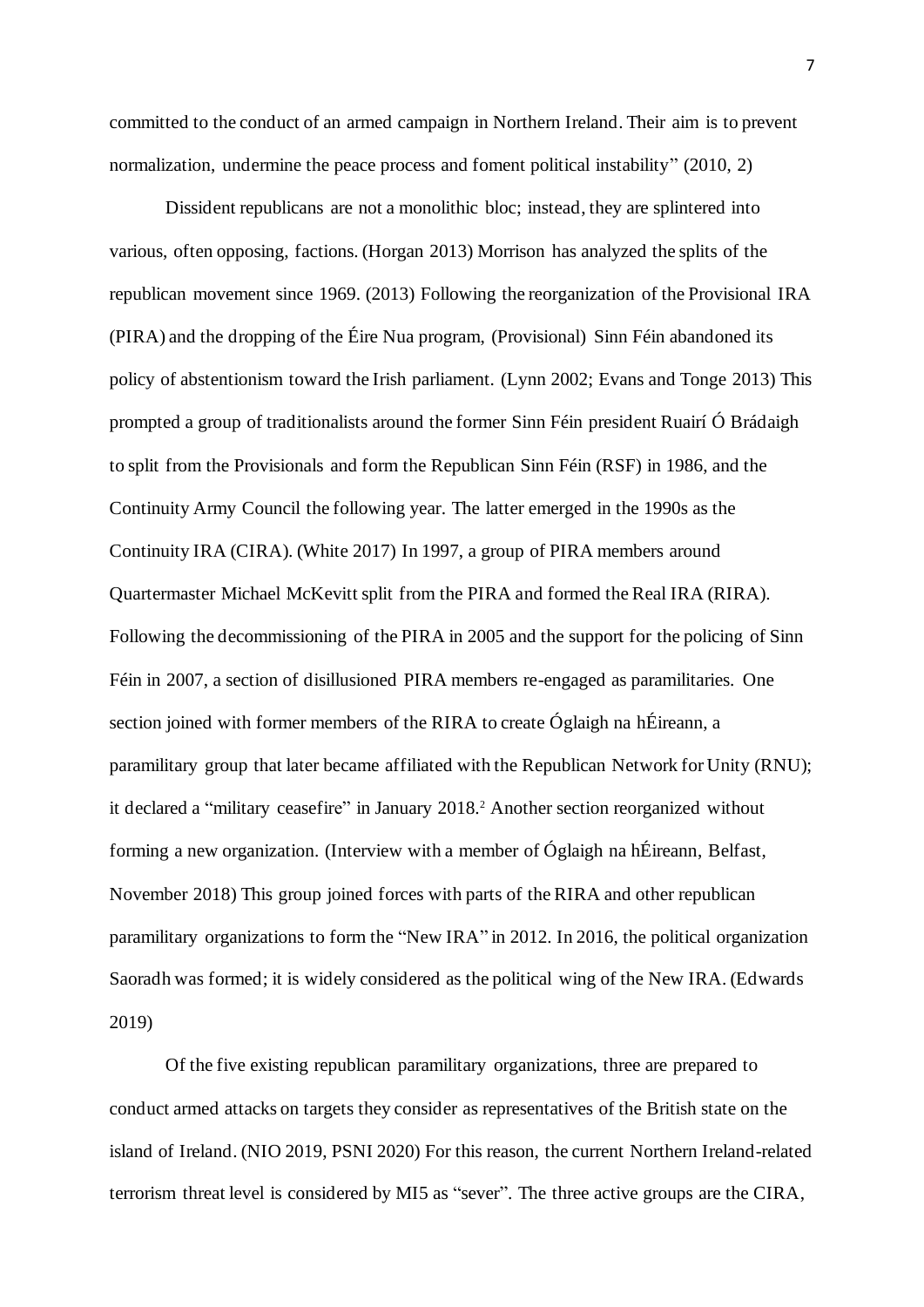committed to the conduct of an armed campaign in Northern Ireland. Their aim is to prevent normalization, undermine the peace process and foment political instability" (2010, 2)

Dissident republicans are not a monolithic bloc; instead, they are splintered into various, often opposing, factions. (Horgan 2013) Morrison has analyzed the splits of the republican movement since 1969. (2013) Following the reorganization of the Provisional IRA (PIRA) and the dropping of the Éire Nua program, (Provisional) Sinn Féin abandoned its policy of abstentionism toward the Irish parliament. (Lynn 2002; Evans and Tonge 2013) This prompted a group of traditionalists around the former Sinn Féin president Ruairí Ó Brádaigh to split from the Provisionals and form the Republican Sinn Féin (RSF) in 1986, and the Continuity Army Council the following year. The latter emerged in the 1990s as the Continuity IRA (CIRA). (White 2017) In 1997, a group of PIRA members around Quartermaster Michael McKevitt split from the PIRA and formed the Real IRA (RIRA). Following the decommissioning of the PIRA in 2005 and the support for the policing of Sinn Féin in 2007, a section of disillusioned PIRA members re-engaged as paramilitaries. One section joined with former members of the RIRA to create Óglaigh na hÉireann, a paramilitary group that later became affiliated with the Republican Network for Unity (RNU); it declared a "military ceasefire" in January 2018.[2] Another section reorganized without forming a new organization. (Interview with a member of Óglaigh na hÉireann, Belfast, November 2018) This group joined forces with parts of the RIRA and other republican paramilitary organizations to form the "New IRA" in 2012. In 2016, the political organization Saoradh was formed; it is widely considered as the political wing of the New IRA. (Edwards 2019)

Of the five existing republican paramilitary organizations, three are prepared to conduct armed attacks on targets they consider as representatives of the British state on the island of Ireland. (NIO 2019, PSNI 2020) For this reason, the current Northern Ireland-related terrorism threat level is considered by MI5 as "sever". The three active groups are the CIRA,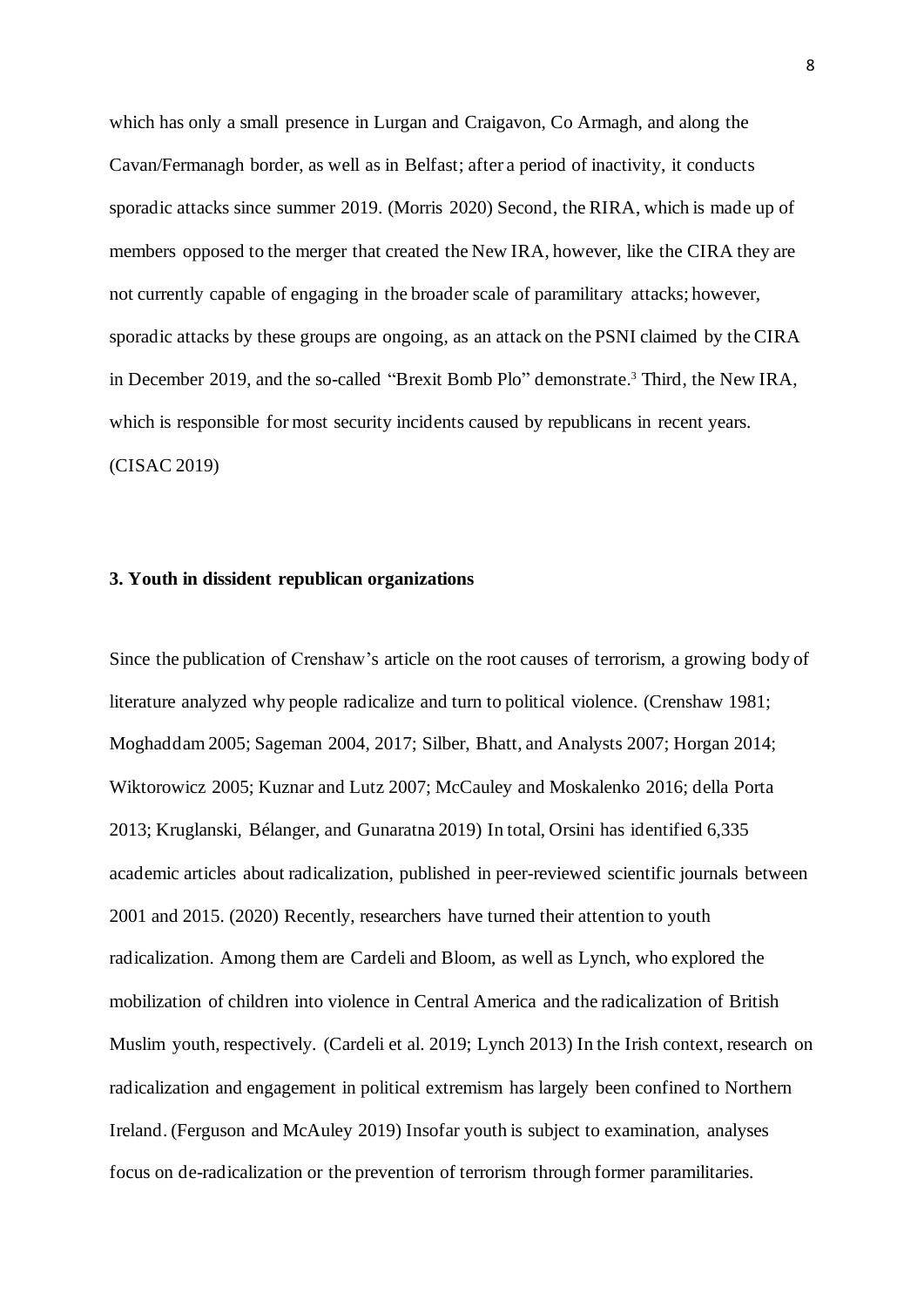which has only a small presence in Lurgan and Craigavon, Co Armagh, and along the Cavan/Fermanagh border, as well as in Belfast; after a period of inactivity, it conducts sporadic attacks since summer 2019. (Morris 2020) Second, the RIRA, which is made up of members opposed to the merger that created the New IRA, however, like the CIRA they are not currently capable of engaging in the broader scale of paramilitary attacks; however, sporadic attacks by these groups are ongoing, as an attack on the PSNI claimed by the CIRA in December 2019, and the so-called "Brexit Bomb Plo" demonstrate.[3] Third, the New IRA, which is responsible for most security incidents caused by republicans in recent years. (CISAC 2019)

## 3. Youth in dissident republican organizations

Since the publication of Crenshaw's article on the root causes of terrorism, a growing body of literature analyzed why people radicalize and turn to political violence. (Crenshaw 1981; Moghaddam 2005; Sageman 2004, 2017; Silber, Bhatt, and Analysts 2007; Horgan 2014; Wiktorowicz 2005; Kuznar and Lutz 2007; McCauley and Moskalenko 2016; della Porta 2013; Kruglanski, Bélanger, and Gunaratna 2019) In total, Orsini has identified 6,335 academic articles about radicalization, published in peer-reviewed scientific journals between 2001 and 2015. (2020) Recently, researchers have turned their attention to youth radicalization. Among them are Cardeli and Bloom, as well as Lynch, who explored the mobilization of children into violence in Central America and the radicalization of British Muslim youth, respectively. (Cardeli et al. 2019; Lynch 2013) In the Irish context, research on radicalization and engagement in political extremism has largely been confined to Northern Ireland. (Ferguson and McAuley 2019) Insofar youth is subject to examination, analyses focus on de-radicalization or the prevention of terrorism through former paramilitaries.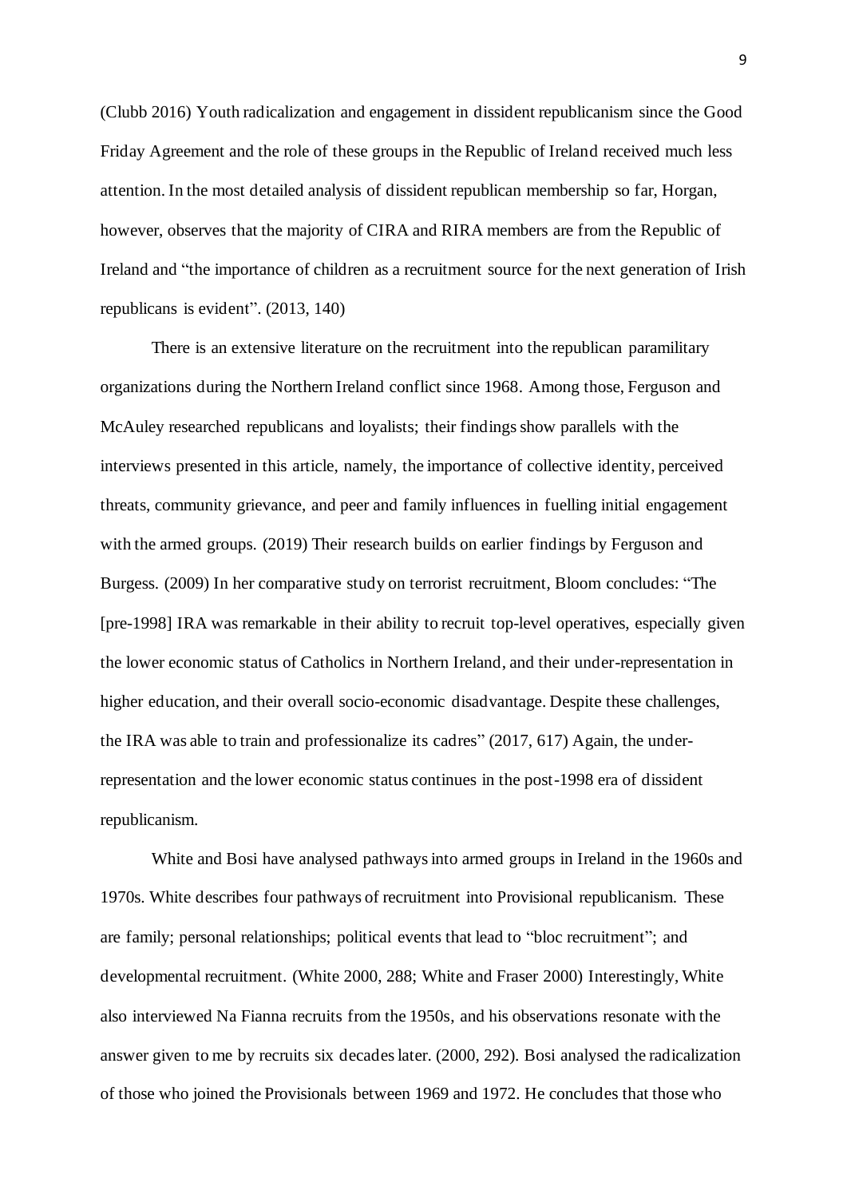(Clubb 2016) Youth radicalization and engagement in dissident republicanism since the Good Friday Agreement and the role of these groups in the Republic of Ireland received much less attention. In the most detailed analysis of dissident republican membership so far, Horgan, however, observes that the majority of CIRA and RIRA members are from the Republic of Ireland and "the importance of children as a recruitment source for the next generation of Irish republicans is evident". (2013, 140)

There is an extensive literature on the recruitment into the republican paramilitary organizations during the Northern Ireland conflict since 1968. Among those, Ferguson and McAuley researched republicans and loyalists; their findings show parallels with the interviews presented in this article, namely, the importance of collective identity, perceived threats, community grievance, and peer and family influences in fuelling initial engagement with the armed groups. (2019) Their research builds on earlier findings by Ferguson and Burgess. (2009) In her comparative study on terrorist recruitment, Bloom concludes: "The [pre-1998] IRA was remarkable in their ability to recruit top-level operatives, especially given the lower economic status of Catholics in Northern Ireland, and their under-representation in higher education, and their overall socio-economic disadvantage. Despite these challenges, the IRA was able to train and professionalize its cadres" (2017, 617) Again, the under-representation and the lower economic status continues in the post-1998 era of dissident republicanism.

White and Bosi have analysed pathways into armed groups in Ireland in the 1960s and 1970s. White describes four pathways of recruitment into Provisional republicanism. These are family; personal relationships; political events that lead to "bloc recruitment"; and developmental recruitment. (White 2000, 288; White and Fraser 2000) Interestingly, White also interviewed Na Fianna recruits from the 1950s, and his observations resonate with the answer given to me by recruits six decades later. (2000, 292). Bosi analysed the radicalization of those who joined the Provisionals between 1969 and 1972. He concludes that those who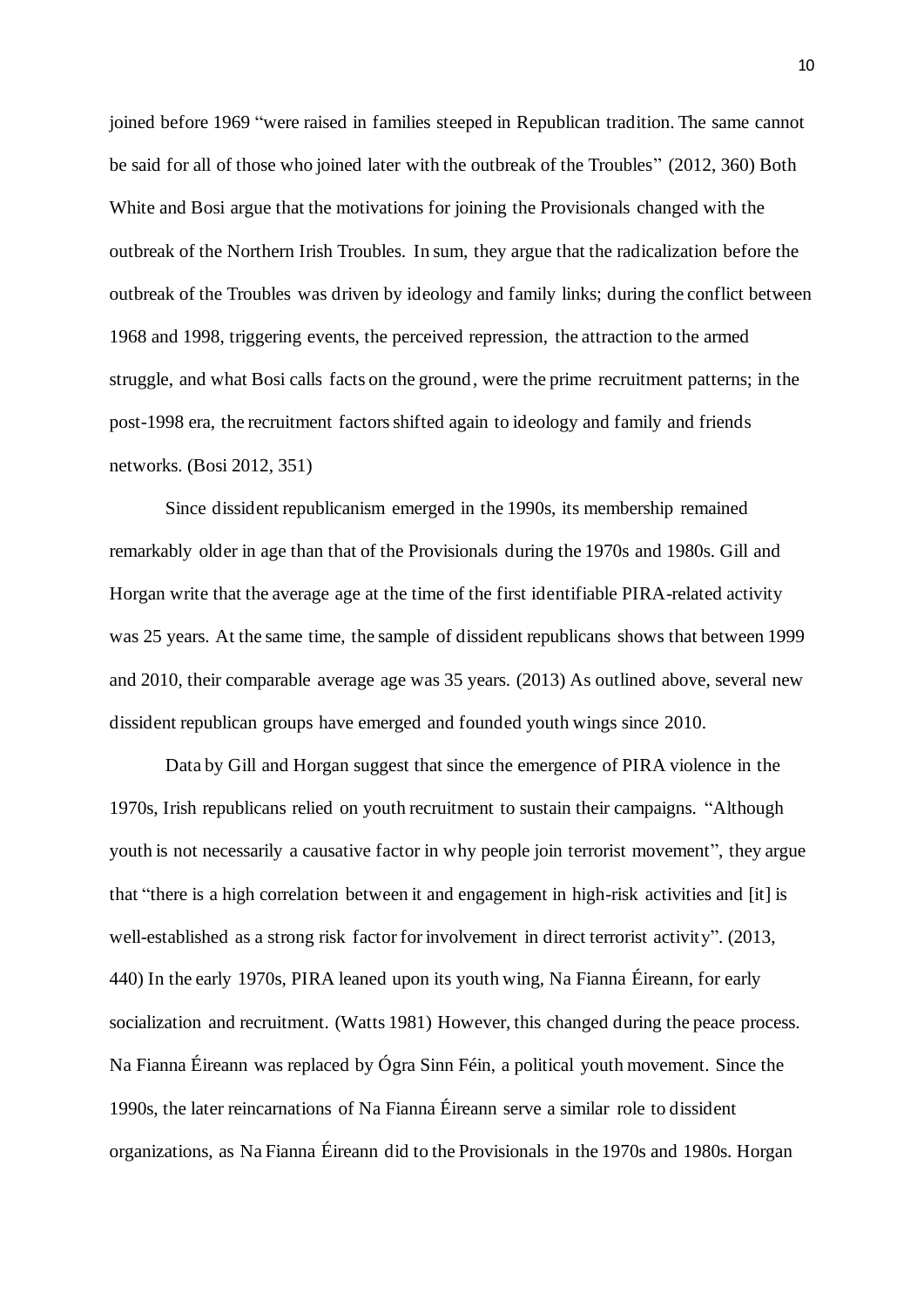joined before 1969 "were raised in families steeped in Republican tradition. The same cannot be said for all of those who joined later with the outbreak of the Troubles" (2012, 360) Both White and Bosi argue that the motivations for joining the Provisionals changed with the outbreak of the Northern Irish Troubles. In sum, they argue that the radicalization before the outbreak of the Troubles was driven by ideology and family links; during the conflict between 1968 and 1998, triggering events, the perceived repression, the attraction to the armed struggle, and what Bosi calls facts on the ground, were the prime recruitment patterns; in the post-1998 era, the recruitment factors shifted again to ideology and family and friends networks. (Bosi 2012, 351)

Since dissident republicanism emerged in the 1990s, its membership remained remarkably older in age than that of the Provisionals during the 1970s and 1980s. Gill and Horgan write that the average age at the time of the first identifiable PIRA-related activity was 25 years. At the same time, the sample of dissident republicans shows that between 1999 and 2010, their comparable average age was 35 years. (2013) As outlined above, several new dissident republican groups have emerged and founded youth wings since 2010.

Data by Gill and Horgan suggest that since the emergence of PIRA violence in the 1970s, Irish republicans relied on youth recruitment to sustain their campaigns. "Although youth is not necessarily a causative factor in why people join terrorist movement", they argue that "there is a high correlation between it and engagement in high-risk activities and [it] is well-established as a strong risk factor for involvement in direct terrorist activity". (2013, 440) In the early 1970s, PIRA leaned upon its youth wing, Na Fianna Éireann, for early socialization and recruitment. (Watts 1981) However, this changed during the peace process. Na Fianna Éireann was replaced by Ógra Sinn Féin, a political youth movement. Since the 1990s, the later reincarnations of Na Fianna Éireann serve a similar role to dissident organizations, as Na Fianna Éireann did to the Provisionals in the 1970s and 1980s. Horgan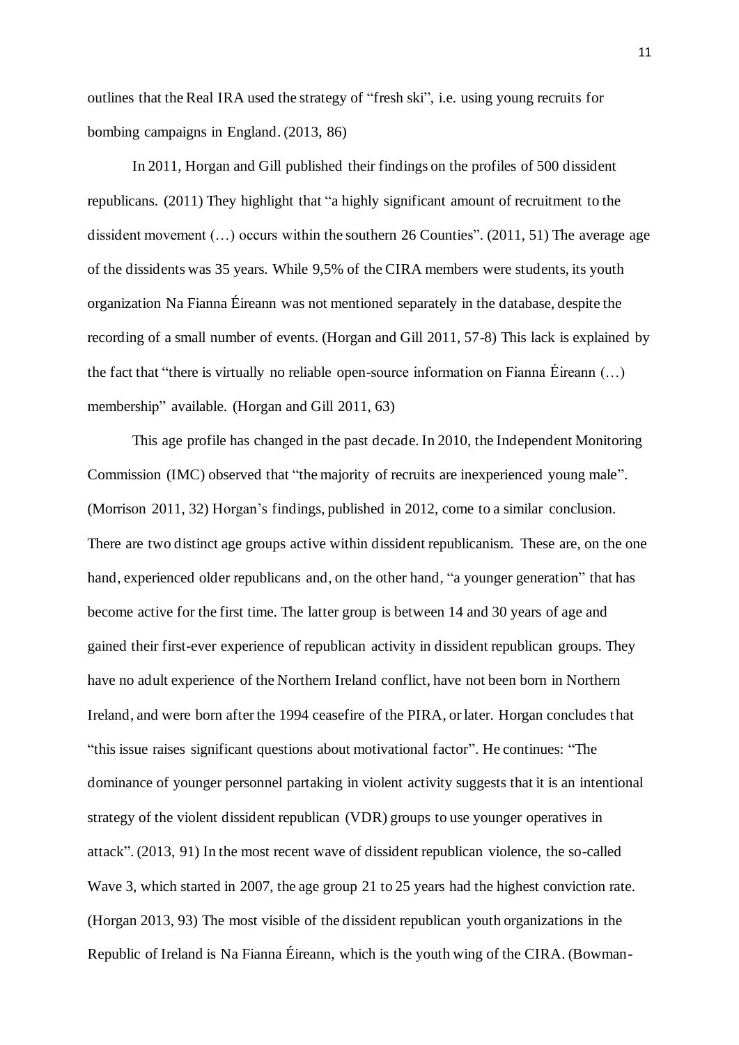outlines that the Real IRA used the strategy of "fresh ski", i.e. using young recruits for bombing campaigns in England. (2013, 86)

In 2011, Horgan and Gill published their findings on the profiles of 500 dissident republicans. (2011) They highlight that "a highly significant amount of recruitment to the dissident movement (…) occurs within the southern 26 Counties". (2011, 51) The average age of the dissidents was 35 years. While 9,5% of the CIRA members were students, its youth organization Na Fianna Éireann was not mentioned separately in the database, despite the recording of a small number of events. (Horgan and Gill 2011, 57-8) This lack is explained by the fact that "there is virtually no reliable open-source information on Fianna Éireann (…) membership" available. (Horgan and Gill 2011, 63)

This age profile has changed in the past decade. In 2010, the Independent Monitoring Commission (IMC) observed that "the majority of recruits are inexperienced young male". (Morrison 2011, 32) Horgan's findings, published in 2012, come to a similar conclusion. There are two distinct age groups active within dissident republicanism. These are, on the one hand, experienced older republicans and, on the other hand, "a younger generation" that has become active for the first time. The latter group is between 14 and 30 years of age and gained their first-ever experience of republican activity in dissident republican groups. They have no adult experience of the Northern Ireland conflict, have not been born in Northern Ireland, and were born after the 1994 ceasefire of the PIRA, or later. Horgan concludes that "this issue raises significant questions about motivational factor". He continues: "The dominance of younger personnel partaking in violent activity suggests that it is an intentional strategy of the violent dissident republican (VDR) groups to use younger operatives in attack". (2013, 91) In the most recent wave of dissident republican violence, the so-called Wave 3, which started in 2007, the age group 21 to 25 years had the highest conviction rate. (Horgan 2013, 93) The most visible of the dissident republican youth organizations in the Republic of Ireland is Na Fianna Éireann, which is the youth wing of the CIRA. (Bowman-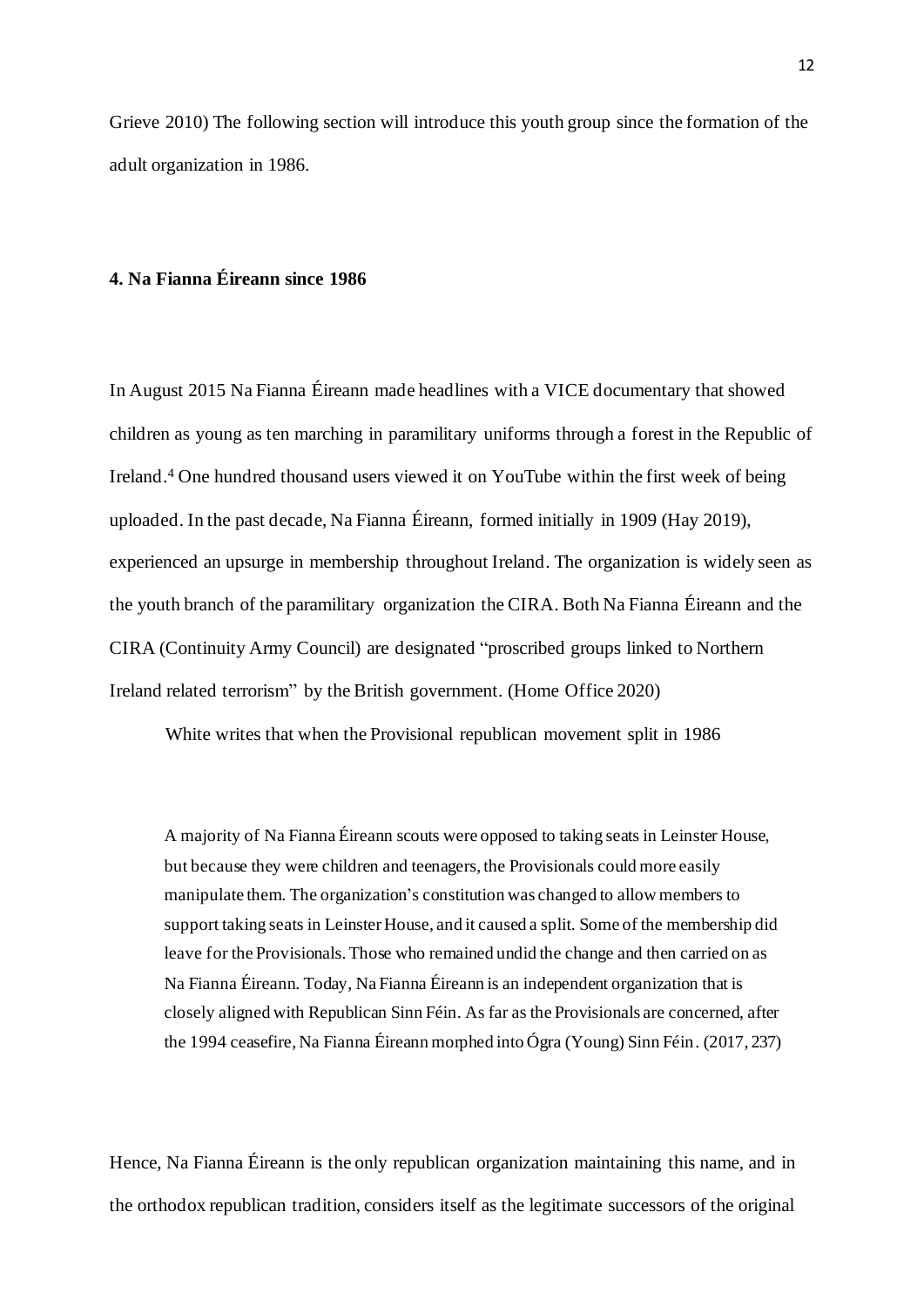Grieve 2010) The following section will introduce this youth group since the formation of the adult organization in 1986.

### 4. Na Fianna Éireann since 1986

In August 2015 Na Fianna Éireann made headlines with a VICE documentary that showed children as young as ten marching in paramilitary uniforms through a forest in the Republic of Ireland.[4] One hundred thousand users viewed it on YouTube within the first week of being uploaded. In the past decade, Na Fianna Éireann, formed initially in 1909 (Hay 2019), experienced an upsurge in membership throughout Ireland. The organization is widely seen as the youth branch of the paramilitary organization the CIRA. Both Na Fianna Éireann and the CIRA (Continuity Army Council) are designated "proscribed groups linked to Northern Ireland related terrorism" by the British government. (Home Office 2020)

White writes that when the Provisional republican movement split in 1986

> A majority of Na Fianna Éireann scouts were opposed to taking seats in Leinster House, but because they were children and teenagers, the Provisionals could more easily manipulate them. The organization's constitution was changed to allow members to support taking seats in Leinster House, and it caused a split. Some of the membership did leave for the Provisionals. Those who remained undid the change and then carried on as Na Fianna Éireann. Today, Na Fianna Éireann is an independent organization that is closely aligned with Republican Sinn Féin. As far as the Provisionals are concerned, after the 1994 ceasefire, Na Fianna Éireann morphed into Ógra (Young) Sinn Féin. (2017, 237)

Hence, Na Fianna Éireann is the only republican organization maintaining this name, and in the orthodox republican tradition, considers itself as the legitimate successors of the original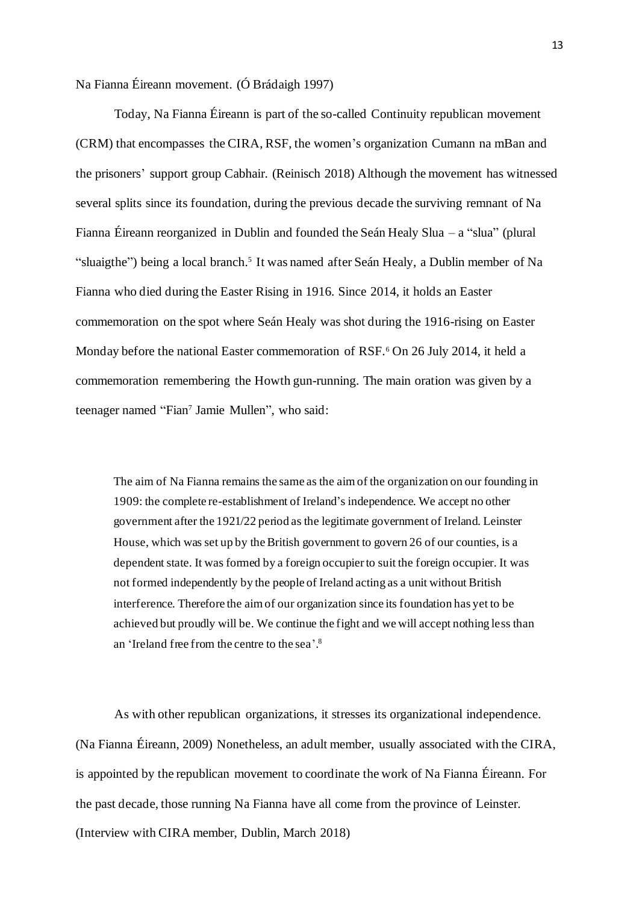Na Fianna Éireann movement. (Ó Brádaigh 1997)

Today, Na Fianna Éireann is part of the so-called Continuity republican movement (CRM) that encompasses the CIRA, RSF, the women's organization Cumann na mBan and the prisoners' support group Cabhair. (Reinisch 2018) Although the movement has witnessed several splits since its foundation, during the previous decade the surviving remnant of Na Fianna Éireann reorganized in Dublin and founded the Seán Healy Slua – a "slua" (plural "sluaigthe") being a local branch.[5] It was named after Seán Healy, a Dublin member of Na Fianna who died during the Easter Rising in 1916. Since 2014, it holds an Easter commemoration on the spot where Seán Healy was shot during the 1916-rising on Easter Monday before the national Easter commemoration of RSF.[6] On 26 July 2014, it held a commemoration remembering the Howth gun-running. The main oration was given by a teenager named "Fian[7] Jamie Mullen", who said:

> The aim of Na Fianna remains the same as the aim of the organization on our founding in 1909: the complete re-establishment of Ireland's independence. We accept no other government after the 1921/22 period as the legitimate government of Ireland. Leinster House, which was set up by the British government to govern 26 of our counties, is a dependent state. It was formed by a foreign occupier to suit the foreign occupier. It was not formed independently by the people of Ireland acting as a unit without British interference. Therefore the aim of our organization since its foundation has yet to be achieved but proudly will be. We continue the fight and we will accept nothing less than an 'Ireland free from the centre to the sea'.[8]

As with other republican organizations, it stresses its organizational independence. (Na Fianna Éireann, 2009) Nonetheless, an adult member, usually associated with the CIRA, is appointed by the republican movement to coordinate the work of Na Fianna Éireann. For the past decade, those running Na Fianna have all come from the province of Leinster. (Interview with CIRA member, Dublin, March 2018)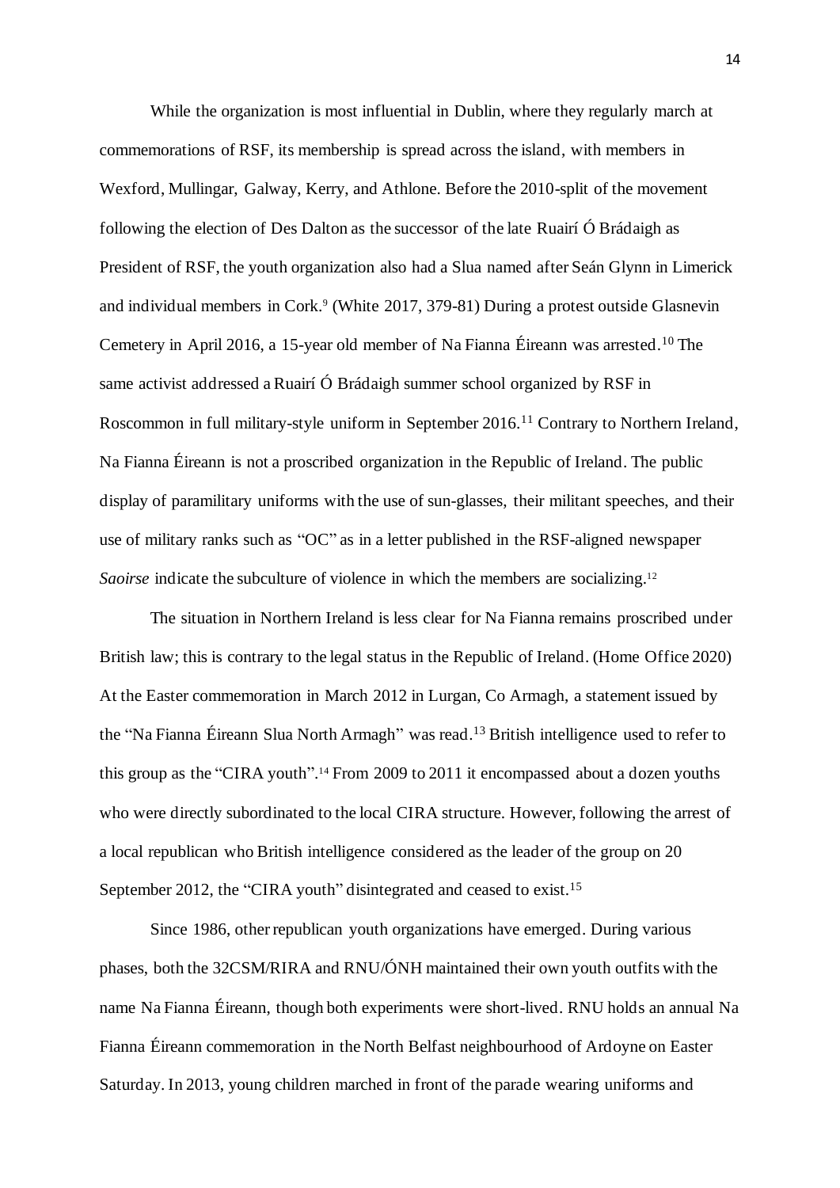While the organization is most influential in Dublin, where they regularly march at commemorations of RSF, its membership is spread across the island, with members in Wexford, Mullingar, Galway, Kerry, and Athlone. Before the 2010-split of the movement following the election of Des Dalton as the successor of the late Ruairí Ó Brádaigh as President of RSF, the youth organization also had a Slua named after Seán Glynn in Limerick and individual members in Cork.[9] (White 2017, 379-81) During a protest outside Glasnevin Cemetery in April 2016, a 15-year old member of Na Fianna Éireann was arrested.[10] The same activist addressed a Ruairí Ó Brádaigh summer school organized by RSF in Roscommon in full military-style uniform in September 2016.[11] Contrary to Northern Ireland, Na Fianna Éireann is not a proscribed organization in the Republic of Ireland. The public display of paramilitary uniforms with the use of sun-glasses, their militant speeches, and their use of military ranks such as "OC" as in a letter published in the RSF-aligned newspaper *Saoirse* indicate the subculture of violence in which the members are socializing.[12]

The situation in Northern Ireland is less clear for Na Fianna remains proscribed under British law; this is contrary to the legal status in the Republic of Ireland. (Home Office 2020) At the Easter commemoration in March 2012 in Lurgan, Co Armagh, a statement issued by the "Na Fianna Éireann Slua North Armagh" was read.[13] British intelligence used to refer to this group as the "CIRA youth".[14] From 2009 to 2011 it encompassed about a dozen youths who were directly subordinated to the local CIRA structure. However, following the arrest of a local republican who British intelligence considered as the leader of the group on 20 September 2012, the "CIRA youth" disintegrated and ceased to exist.[15]

Since 1986, other republican youth organizations have emerged. During various phases, both the 32CSM/RIRA and RNU/ÓNH maintained their own youth outfits with the name Na Fianna Éireann, though both experiments were short-lived. RNU holds an annual Na Fianna Éireann commemoration in the North Belfast neighbourhood of Ardoyne on Easter Saturday. In 2013, young children marched in front of the parade wearing uniforms and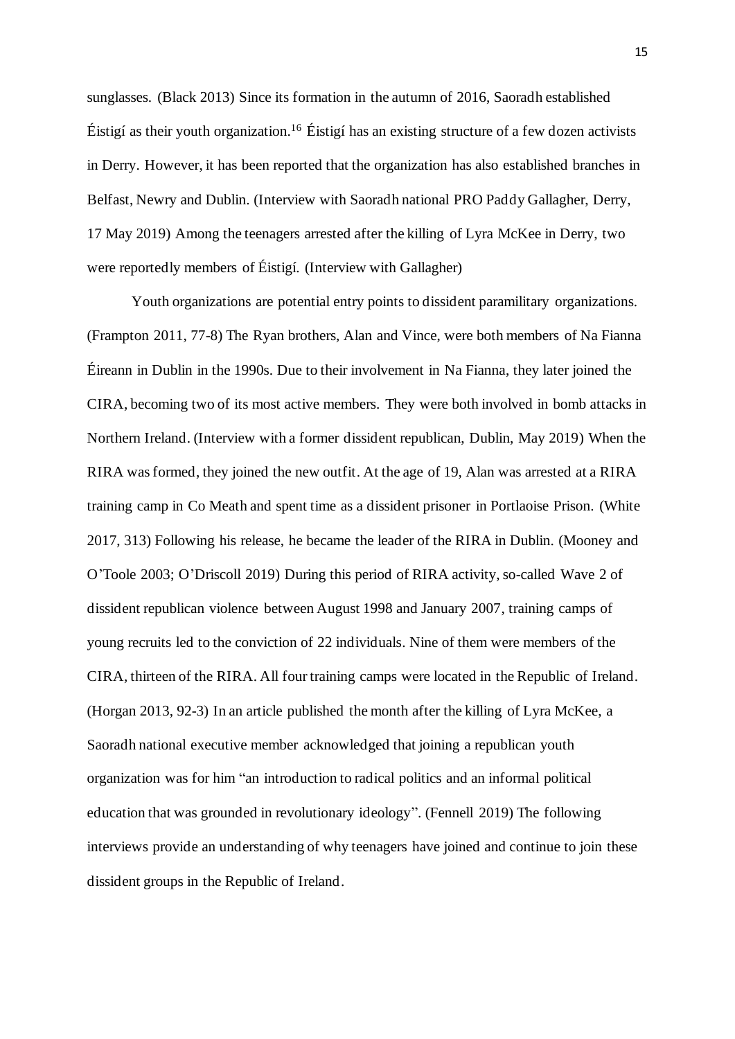sunglasses. (Black 2013) Since its formation in the autumn of 2016, Saoradh established Éistigí as their youth organization.[16] Éistigí has an existing structure of a few dozen activists in Derry. However, it has been reported that the organization has also established branches in Belfast, Newry and Dublin. (Interview with Saoradh national PRO Paddy Gallagher, Derry, 17 May 2019) Among the teenagers arrested after the killing of Lyra McKee in Derry, two were reportedly members of Éistigí. (Interview with Gallagher)

Youth organizations are potential entry points to dissident paramilitary organizations. (Frampton 2011, 77-8) The Ryan brothers, Alan and Vince, were both members of Na Fianna Éireann in Dublin in the 1990s. Due to their involvement in Na Fianna, they later joined the CIRA, becoming two of its most active members. They were both involved in bomb attacks in Northern Ireland. (Interview with a former dissident republican, Dublin, May 2019) When the RIRA was formed, they joined the new outfit. At the age of 19, Alan was arrested at a RIRA training camp in Co Meath and spent time as a dissident prisoner in Portlaoise Prison. (White 2017, 313) Following his release, he became the leader of the RIRA in Dublin. (Mooney and O'Toole 2003; O'Driscoll 2019) During this period of RIRA activity, so-called Wave 2 of dissident republican violence between August 1998 and January 2007, training camps of young recruits led to the conviction of 22 individuals. Nine of them were members of the CIRA, thirteen of the RIRA. All four training camps were located in the Republic of Ireland. (Horgan 2013, 92-3) In an article published the month after the killing of Lyra McKee, a Saoradh national executive member acknowledged that joining a republican youth organization was for him "an introduction to radical politics and an informal political education that was grounded in revolutionary ideology". (Fennell 2019) The following interviews provide an understanding of why teenagers have joined and continue to join these dissident groups in the Republic of Ireland.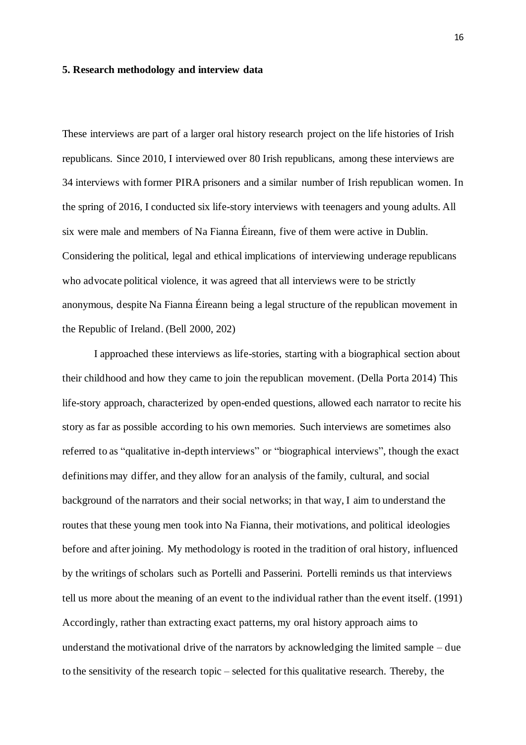**5. Research methodology and interview data**

These interviews are part of a larger oral history research project on the life histories of Irish republicans. Since 2010, I interviewed over 80 Irish republicans, among these interviews are 34 interviews with former PIRA prisoners and a similar number of Irish republican women. In the spring of 2016, I conducted six life-story interviews with teenagers and young adults. All six were male and members of Na Fianna Éireann, five of them were active in Dublin. Considering the political, legal and ethical implications of interviewing underage republicans who advocate political violence, it was agreed that all interviews were to be strictly anonymous, despite Na Fianna Éireann being a legal structure of the republican movement in the Republic of Ireland. (Bell 2000, 202)

I approached these interviews as life-stories, starting with a biographical section about their childhood and how they came to join the republican movement. (Della Porta 2014) This life-story approach, characterized by open-ended questions, allowed each narrator to recite his story as far as possible according to his own memories. Such interviews are sometimes also referred to as "qualitative in-depth interviews" or "biographical interviews", though the exact definitions may differ, and they allow for an analysis of the family, cultural, and social background of the narrators and their social networks; in that way, I aim to understand the routes that these young men took into Na Fianna, their motivations, and political ideologies before and after joining. My methodology is rooted in the tradition of oral history, influenced by the writings of scholars such as Portelli and Passerini. Portelli reminds us that interviews tell us more about the meaning of an event to the individual rather than the event itself. (1991) Accordingly, rather than extracting exact patterns, my oral history approach aims to understand the motivational drive of the narrators by acknowledging the limited sample – due to the sensitivity of the research topic – selected for this qualitative research. Thereby, the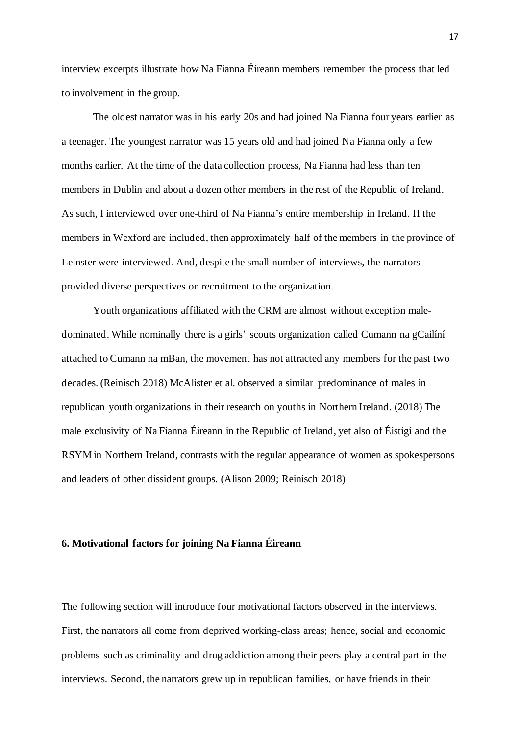interview excerpts illustrate how Na Fianna Éireann members remember the process that led to involvement in the group.

The oldest narrator was in his early 20s and had joined Na Fianna four years earlier as a teenager. The youngest narrator was 15 years old and had joined Na Fianna only a few months earlier. At the time of the data collection process, Na Fianna had less than ten members in Dublin and about a dozen other members in the rest of the Republic of Ireland. As such, I interviewed over one-third of Na Fianna's entire membership in Ireland. If the members in Wexford are included, then approximately half of the members in the province of Leinster were interviewed. And, despite the small number of interviews, the narrators provided diverse perspectives on recruitment to the organization.

Youth organizations affiliated with the CRM are almost without exception male-dominated. While nominally there is a girls' scouts organization called Cumann na gCailíní attached to Cumann na mBan, the movement has not attracted any members for the past two decades. (Reinisch 2018) McAlister et al. observed a similar predominance of males in republican youth organizations in their research on youths in Northern Ireland. (2018) The male exclusivity of Na Fianna Éireann in the Republic of Ireland, yet also of Éistigí and the RSYM in Northern Ireland, contrasts with the regular appearance of women as spokespersons and leaders of other dissident groups. (Alison 2009; Reinisch 2018)

## 6. Motivational factors for joining Na Fianna Éireann

The following section will introduce four motivational factors observed in the interviews. First, the narrators all come from deprived working-class areas; hence, social and economic problems such as criminality and drug addiction among their peers play a central part in the interviews. Second, the narrators grew up in republican families, or have friends in their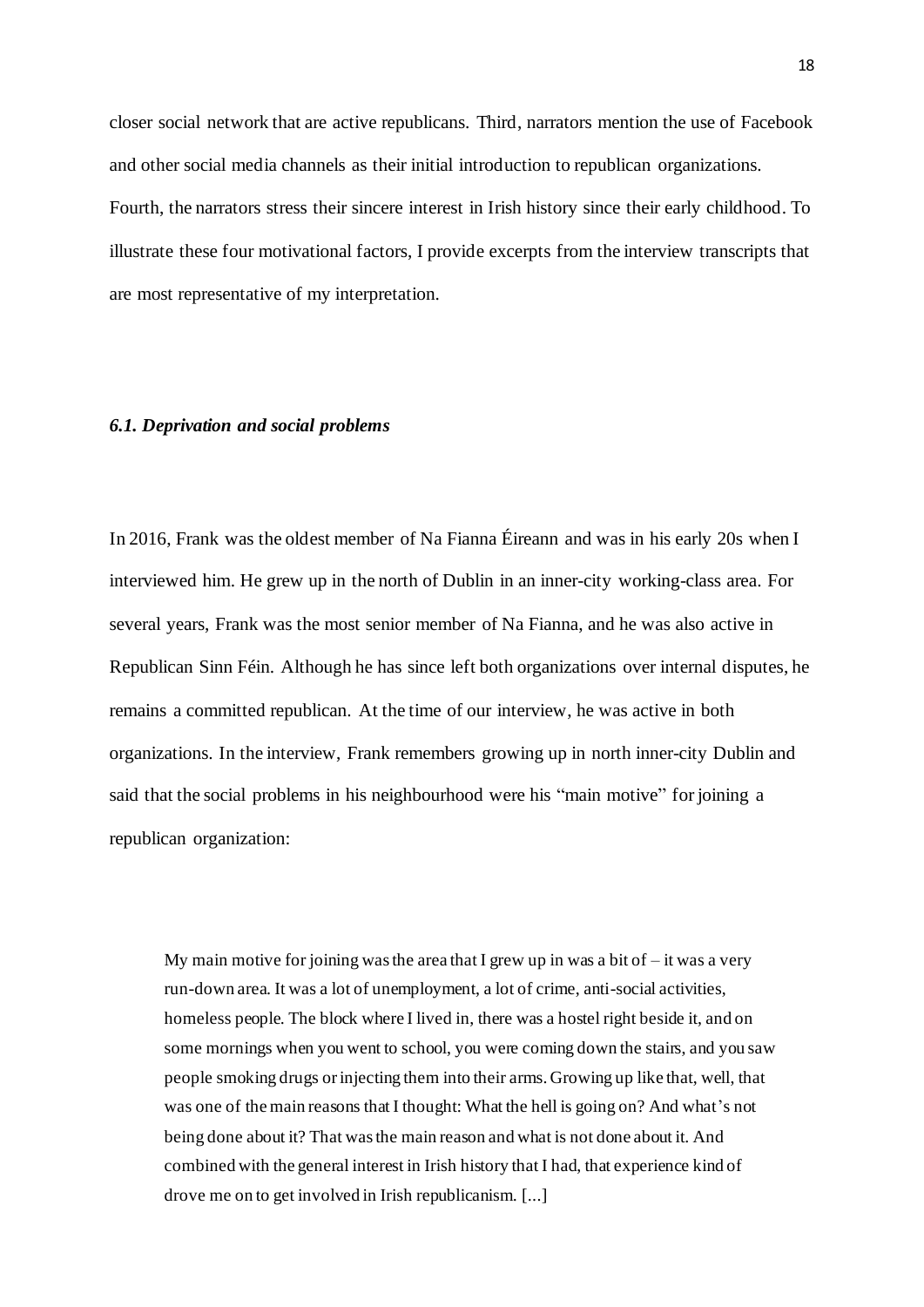closer social network that are active republicans. Third, narrators mention the use of Facebook and other social media channels as their initial introduction to republican organizations. Fourth, the narrators stress their sincere interest in Irish history since their early childhood. To illustrate these four motivational factors, I provide excerpts from the interview transcripts that are most representative of my interpretation.

### *6.1. Deprivation and social problems*

In 2016, Frank was the oldest member of Na Fianna Éireann and was in his early 20s when I interviewed him. He grew up in the north of Dublin in an inner-city working-class area. For several years, Frank was the most senior member of Na Fianna, and he was also active in Republican Sinn Féin. Although he has since left both organizations over internal disputes, he remains a committed republican. At the time of our interview, he was active in both organizations. In the interview, Frank remembers growing up in north inner-city Dublin and said that the social problems in his neighbourhood were his "main motive" for joining a republican organization:

> My main motive for joining was the area that I grew up in was a bit of – it was a very run-down area. It was a lot of unemployment, a lot of crime, anti-social activities, homeless people. The block where I lived in, there was a hostel right beside it, and on some mornings when you went to school, you were coming down the stairs, and you saw people smoking drugs or injecting them into their arms. Growing up like that, well, that was one of the main reasons that I thought: What the hell is going on? And what's not being done about it? That was the main reason and what is not done about it. And combined with the general interest in Irish history that I had, that experience kind of drove me on to get involved in Irish republicanism. [...]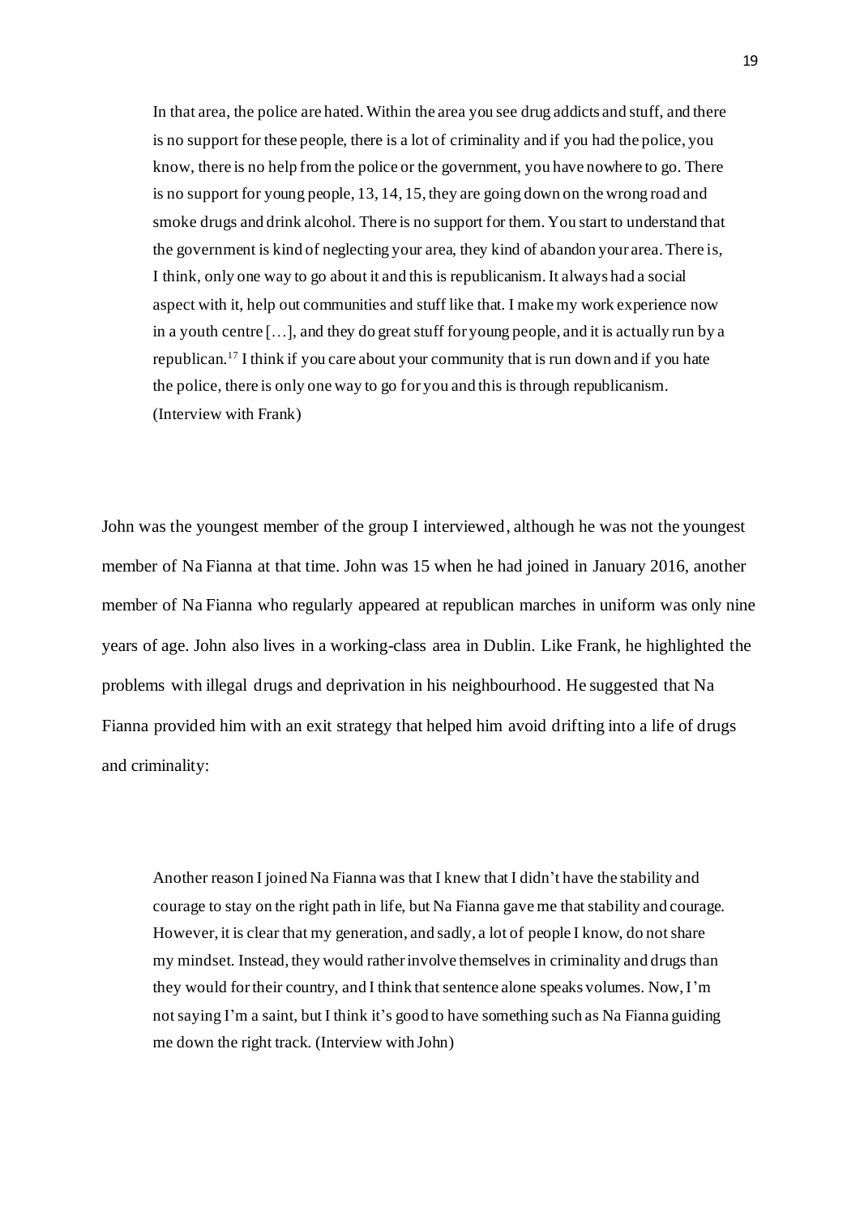> In that area, the police are hated. Within the area you see drug addicts and stuff, and there is no support for these people, there is a lot of criminality and if you had the police, you know, there is no help from the police or the government, you have nowhere to go. There is no support for young people, 13, 14, 15, they are going down on the wrong road and smoke drugs and drink alcohol. There is no support for them. You start to understand that the government is kind of neglecting your area, they kind of abandon your area. There is, I think, only one way to go about it and this is republicanism. It always had a social aspect with it, help out communities and stuff like that. I make my work experience now in a youth centre […], and they do great stuff for young people, and it is actually run by a republican.[17] I think if you care about your community that is run down and if you hate the police, there is only one way to go for you and this is through republicanism. (Interview with Frank)

John was the youngest member of the group I interviewed, although he was not the youngest member of Na Fianna at that time. John was 15 when he had joined in January 2016, another member of Na Fianna who regularly appeared at republican marches in uniform was only nine years of age. John also lives in a working-class area in Dublin. Like Frank, he highlighted the problems with illegal drugs and deprivation in his neighbourhood. He suggested that Na Fianna provided him with an exit strategy that helped him avoid drifting into a life of drugs and criminality:

> Another reason I joined Na Fianna was that I knew that I didn't have the stability and courage to stay on the right path in life, but Na Fianna gave me that stability and courage. However, it is clear that my generation, and sadly, a lot of people I know, do not share my mindset. Instead, they would rather involve themselves in criminality and drugs than they would for their country, and I think that sentence alone speaks volumes. Now, I'm not saying I'm a saint, but I think it's good to have something such as Na Fianna guiding me down the right track. (Interview with John)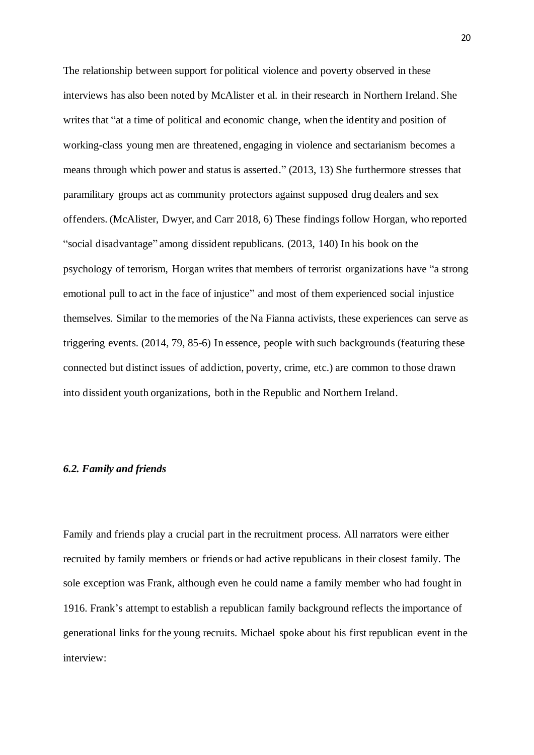The relationship between support for political violence and poverty observed in these interviews has also been noted by McAlister et al. in their research in Northern Ireland. She writes that "at a time of political and economic change, when the identity and position of working-class young men are threatened, engaging in violence and sectarianism becomes a means through which power and status is asserted." (2013, 13) She furthermore stresses that paramilitary groups act as community protectors against supposed drug dealers and sex offenders. (McAlister, Dwyer, and Carr 2018, 6) These findings follow Horgan, who reported "social disadvantage" among dissident republicans. (2013, 140) In his book on the psychology of terrorism, Horgan writes that members of terrorist organizations have "a strong emotional pull to act in the face of injustice" and most of them experienced social injustice themselves. Similar to the memories of the Na Fianna activists, these experiences can serve as triggering events. (2014, 79, 85-6) In essence, people with such backgrounds (featuring these connected but distinct issues of addiction, poverty, crime, etc.) are common to those drawn into dissident youth organizations, both in the Republic and Northern Ireland.

### *6.2. Family and friends*

Family and friends play a crucial part in the recruitment process. All narrators were either recruited by family members or friends or had active republicans in their closest family. The sole exception was Frank, although even he could name a family member who had fought in 1916. Frank's attempt to establish a republican family background reflects the importance of generational links for the young recruits. Michael spoke about his first republican event in the interview: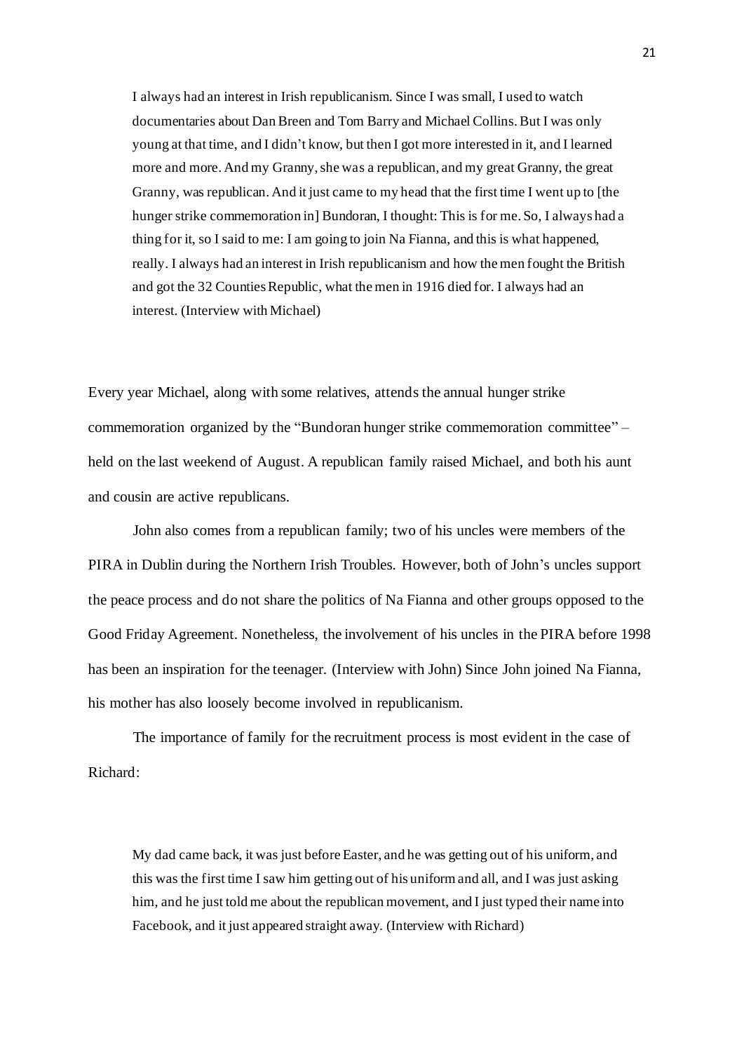> I always had an interest in Irish republicanism. Since I was small, I used to watch documentaries about Dan Breen and Tom Barry and Michael Collins. But I was only young at that time, and I didn't know, but then I got more interested in it, and I learned more and more. And my Granny, she was a republican, and my great Granny, the great Granny, was republican. And it just came to my head that the first time I went up to [the hunger strike commemoration in] Bundoran, I thought: This is for me. So, I always had a thing for it, so I said to me: I am going to join Na Fianna, and this is what happened, really. I always had an interest in Irish republicanism and how the men fought the British and got the 32 Counties Republic, what the men in 1916 died for. I always had an interest. (Interview with Michael)

Every year Michael, along with some relatives, attends the annual hunger strike commemoration organized by the "Bundoran hunger strike commemoration committee" – held on the last weekend of August. A republican family raised Michael, and both his aunt and cousin are active republicans.

John also comes from a republican family; two of his uncles were members of the PIRA in Dublin during the Northern Irish Troubles. However, both of John's uncles support the peace process and do not share the politics of Na Fianna and other groups opposed to the Good Friday Agreement. Nonetheless, the involvement of his uncles in the PIRA before 1998 has been an inspiration for the teenager. (Interview with John) Since John joined Na Fianna, his mother has also loosely become involved in republicanism.

The importance of family for the recruitment process is most evident in the case of Richard:

> My dad came back, it was just before Easter, and he was getting out of his uniform, and this was the first time I saw him getting out of his uniform and all, and I was just asking him, and he just told me about the republican movement, and I just typed their name into Facebook, and it just appeared straight away. (Interview with Richard)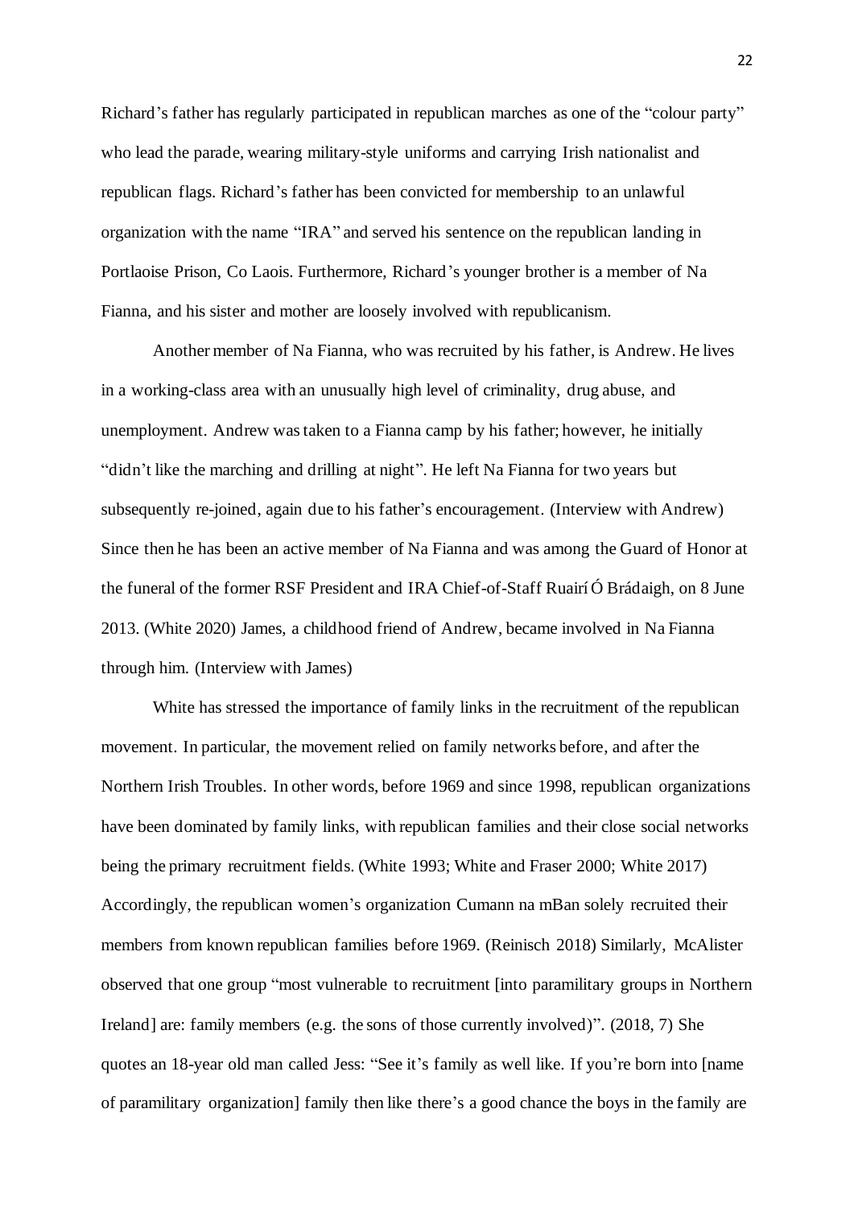Richard's father has regularly participated in republican marches as one of the "colour party" who lead the parade, wearing military-style uniforms and carrying Irish nationalist and republican flags. Richard's father has been convicted for membership to an unlawful organization with the name "IRA" and served his sentence on the republican landing in Portlaoise Prison, Co Laois. Furthermore, Richard's younger brother is a member of Na Fianna, and his sister and mother are loosely involved with republicanism.

Another member of Na Fianna, who was recruited by his father, is Andrew. He lives in a working-class area with an unusually high level of criminality, drug abuse, and unemployment. Andrew was taken to a Fianna camp by his father; however, he initially "didn't like the marching and drilling at night". He left Na Fianna for two years but subsequently re-joined, again due to his father's encouragement. (Interview with Andrew) Since then he has been an active member of Na Fianna and was among the Guard of Honor at the funeral of the former RSF President and IRA Chief-of-Staff Ruairí Ó Brádaigh, on 8 June 2013. (White 2020) James, a childhood friend of Andrew, became involved in Na Fianna through him. (Interview with James)

White has stressed the importance of family links in the recruitment of the republican movement. In particular, the movement relied on family networks before, and after the Northern Irish Troubles. In other words, before 1969 and since 1998, republican organizations have been dominated by family links, with republican families and their close social networks being the primary recruitment fields. (White 1993; White and Fraser 2000; White 2017) Accordingly, the republican women's organization Cumann na mBan solely recruited their members from known republican families before 1969. (Reinisch 2018) Similarly, McAlister observed that one group "most vulnerable to recruitment [into paramilitary groups in Northern Ireland] are: family members (e.g. the sons of those currently involved)". (2018, 7) She quotes an 18-year old man called Jess: "See it's family as well like. If you're born into [name of paramilitary organization] family then like there's a good chance the boys in the family are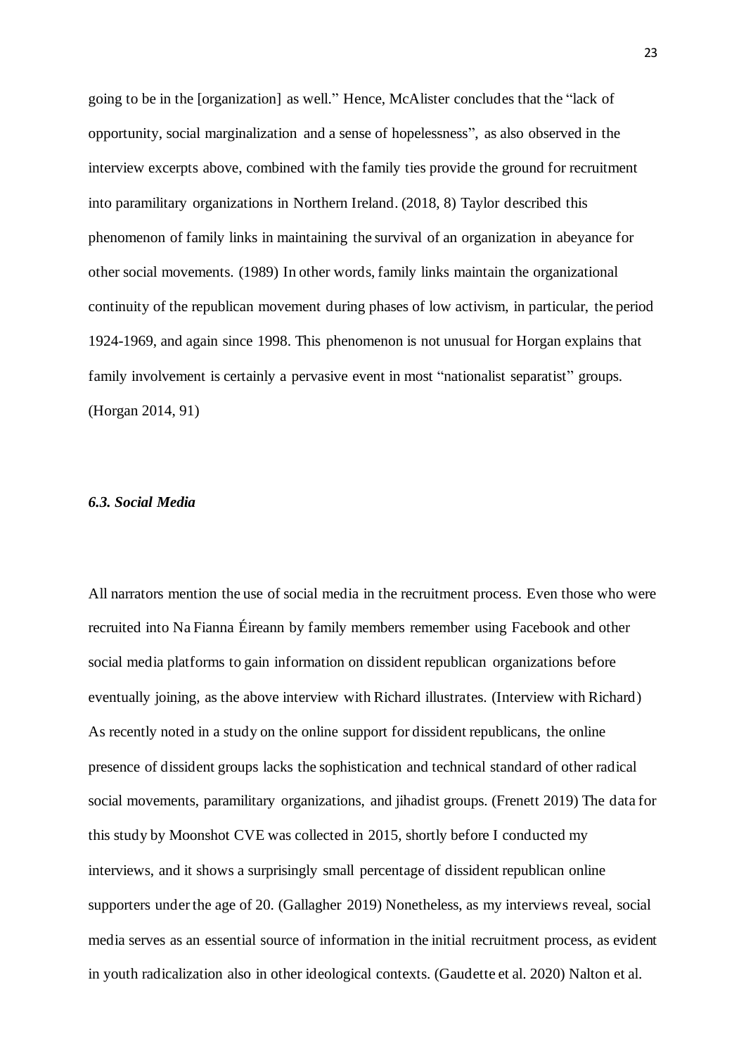going to be in the [organization] as well." Hence, McAlister concludes that the "lack of opportunity, social marginalization and a sense of hopelessness", as also observed in the interview excerpts above, combined with the family ties provide the ground for recruitment into paramilitary organizations in Northern Ireland. (2018, 8) Taylor described this phenomenon of family links in maintaining the survival of an organization in abeyance for other social movements. (1989) In other words, family links maintain the organizational continuity of the republican movement during phases of low activism, in particular, the period 1924-1969, and again since 1998. This phenomenon is not unusual for Horgan explains that family involvement is certainly a pervasive event in most "nationalist separatist" groups. (Horgan 2014, 91)

### *6.3. Social Media*

All narrators mention the use of social media in the recruitment process. Even those who were recruited into Na Fianna Éireann by family members remember using Facebook and other social media platforms to gain information on dissident republican organizations before eventually joining, as the above interview with Richard illustrates. (Interview with Richard) As recently noted in a study on the online support for dissident republicans, the online presence of dissident groups lacks the sophistication and technical standard of other radical social movements, paramilitary organizations, and jihadist groups. (Frenett 2019) The data for this study by Moonshot CVE was collected in 2015, shortly before I conducted my interviews, and it shows a surprisingly small percentage of dissident republican online supporters under the age of 20. (Gallagher 2019) Nonetheless, as my interviews reveal, social media serves as an essential source of information in the initial recruitment process, as evident in youth radicalization also in other ideological contexts. (Gaudette et al. 2020) Nalton et al.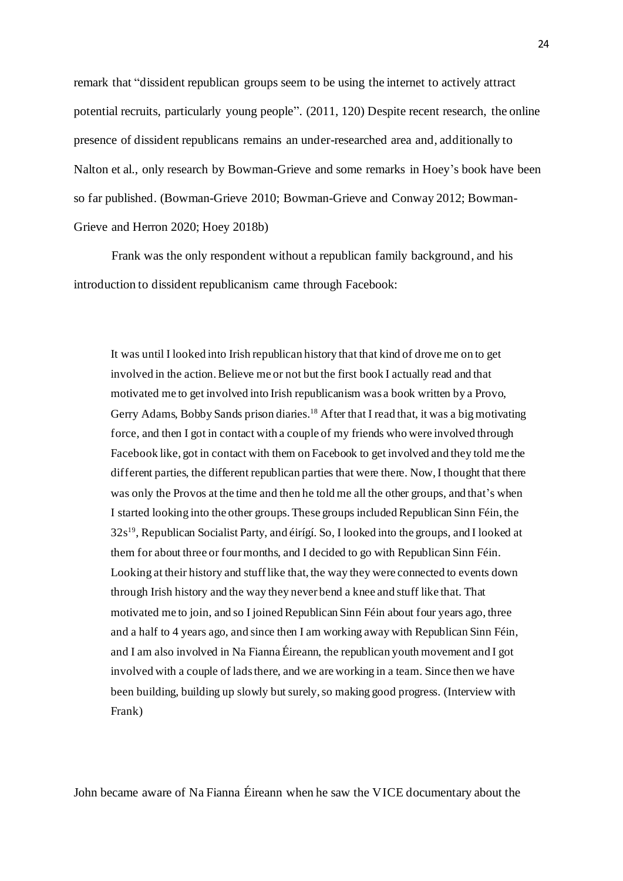remark that "dissident republican groups seem to be using the internet to actively attract potential recruits, particularly young people". (2011, 120) Despite recent research, the online presence of dissident republicans remains an under-researched area and, additionally to Nalton et al., only research by Bowman-Grieve and some remarks in Hoey's book have been so far published. (Bowman-Grieve 2010; Bowman-Grieve and Conway 2012; Bowman-Grieve and Herron 2020; Hoey 2018b)

Frank was the only respondent without a republican family background, and his introduction to dissident republicanism came through Facebook:

> It was until I looked into Irish republican history that that kind of drove me on to get involved in the action. Believe me or not but the first book I actually read and that motivated me to get involved into Irish republicanism was a book written by a Provo, Gerry Adams, Bobby Sands prison diaries.[18] After that I read that, it was a big motivating force, and then I got in contact with a couple of my friends who were involved through Facebook like, got in contact with them on Facebook to get involved and they told me the different parties, the different republican parties that were there. Now, I thought that there was only the Provos at the time and then he told me all the other groups, and that's when I started looking into the other groups. These groups included Republican Sinn Féin, the 32s[19], Republican Socialist Party, and éirígí. So, I looked into the groups, and I looked at them for about three or four months, and I decided to go with Republican Sinn Féin. Looking at their history and stuff like that, the way they were connected to events down through Irish history and the way they never bend a knee and stuff like that. That motivated me to join, and so I joined Republican Sinn Féin about four years ago, three and a half to 4 years ago, and since then I am working away with Republican Sinn Féin, and I am also involved in Na Fianna Éireann, the republican youth movement and I got involved with a couple of lads there, and we are working in a team. Since then we have been building, building up slowly but surely, so making good progress. (Interview with Frank)

John became aware of Na Fianna Éireann when he saw the VICE documentary about the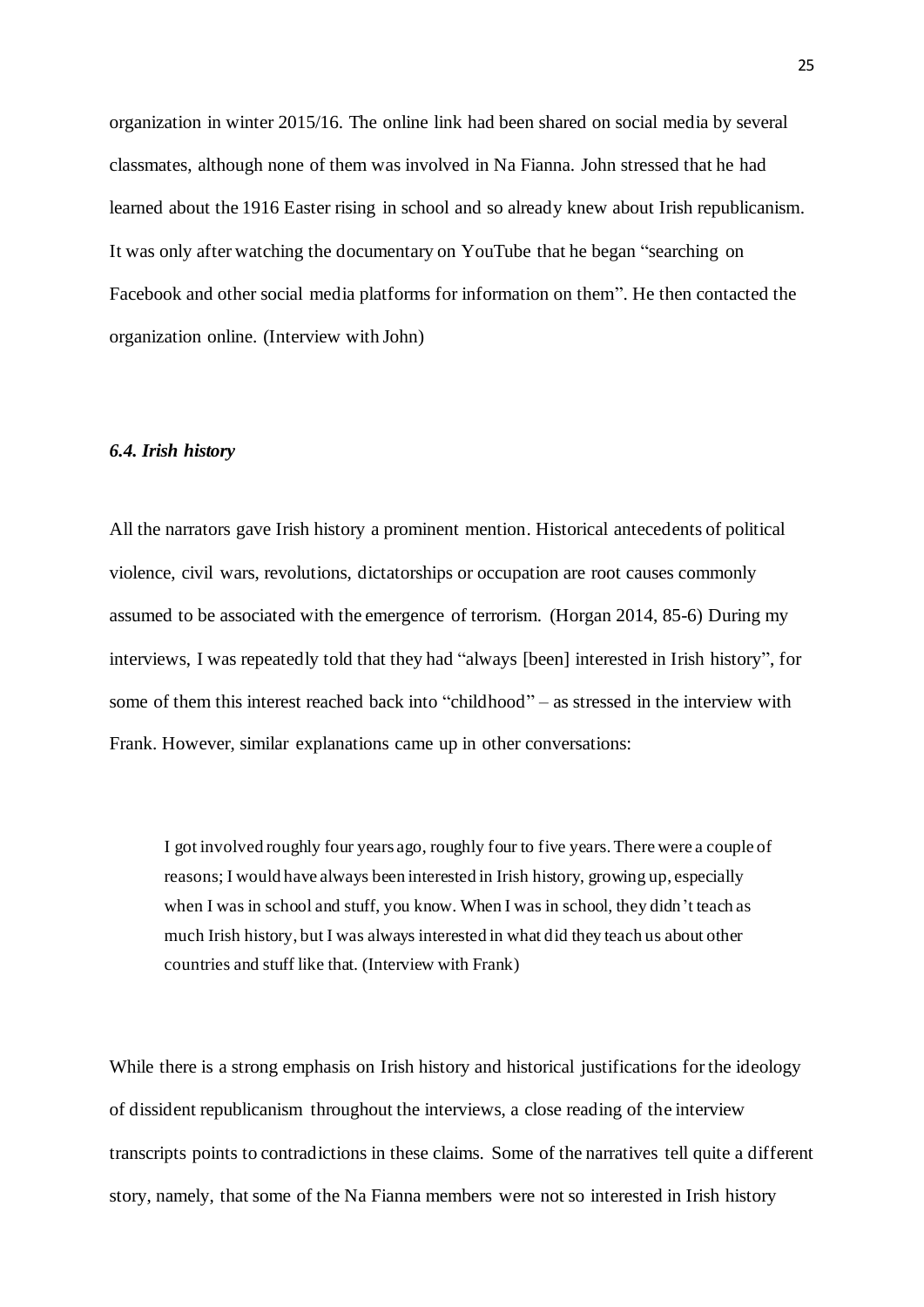organization in winter 2015/16. The online link had been shared on social media by several classmates, although none of them was involved in Na Fianna. John stressed that he had learned about the 1916 Easter rising in school and so already knew about Irish republicanism. It was only after watching the documentary on YouTube that he began "searching on Facebook and other social media platforms for information on them". He then contacted the organization online. (Interview with John)

### *6.4. Irish history*

All the narrators gave Irish history a prominent mention. Historical antecedents of political violence, civil wars, revolutions, dictatorships or occupation are root causes commonly assumed to be associated with the emergence of terrorism. (Horgan 2014, 85-6) During my interviews, I was repeatedly told that they had "always [been] interested in Irish history", for some of them this interest reached back into "childhood" – as stressed in the interview with Frank. However, similar explanations came up in other conversations:

> I got involved roughly four years ago, roughly four to five years. There were a couple of reasons; I would have always been interested in Irish history, growing up, especially when I was in school and stuff, you know. When I was in school, they didn't teach as much Irish history, but I was always interested in what did they teach us about other countries and stuff like that. (Interview with Frank)

While there is a strong emphasis on Irish history and historical justifications for the ideology of dissident republicanism throughout the interviews, a close reading of the interview transcripts points to contradictions in these claims. Some of the narratives tell quite a different story, namely, that some of the Na Fianna members were not so interested in Irish history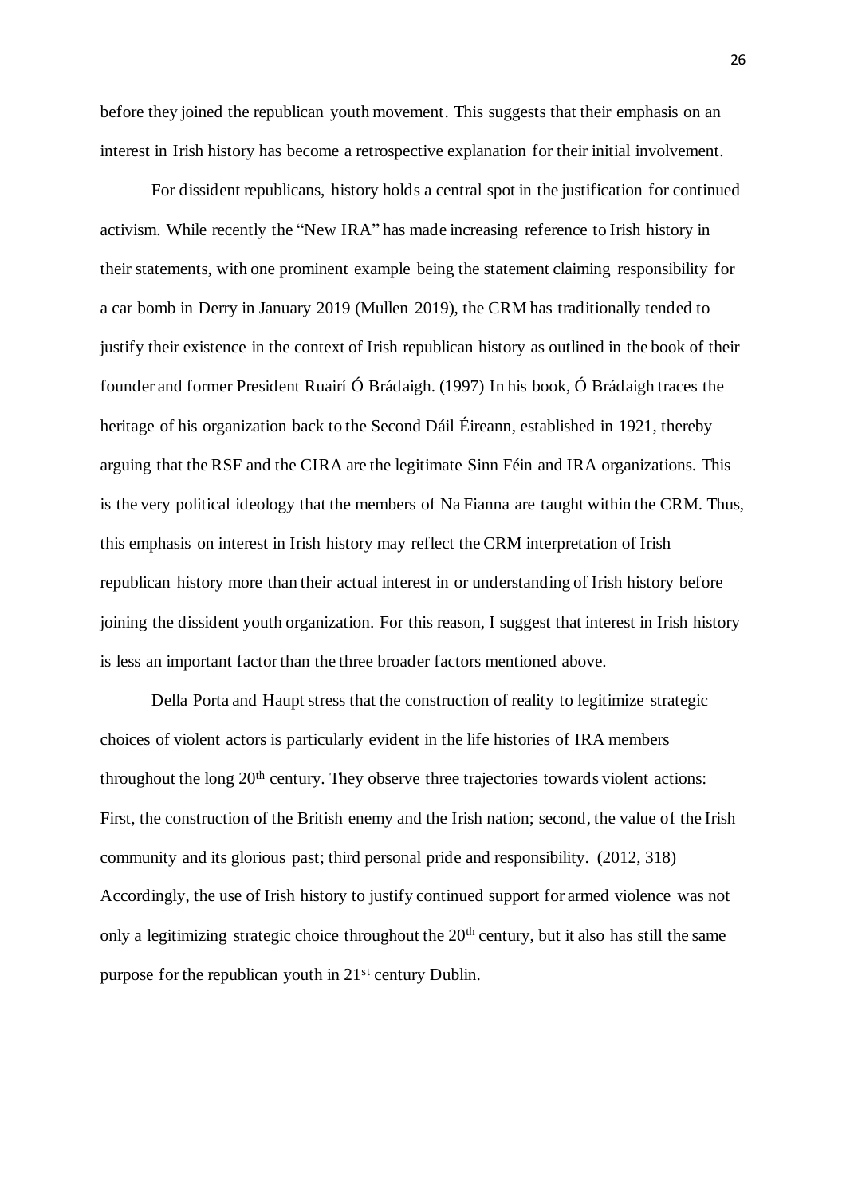before they joined the republican youth movement. This suggests that their emphasis on an interest in Irish history has become a retrospective explanation for their initial involvement.

For dissident republicans, history holds a central spot in the justification for continued activism. While recently the "New IRA" has made increasing reference to Irish history in their statements, with one prominent example being the statement claiming responsibility for a car bomb in Derry in January 2019 (Mullen 2019), the CRM has traditionally tended to justify their existence in the context of Irish republican history as outlined in the book of their founder and former President Ruairí Ó Brádaigh. (1997) In his book, Ó Brádaigh traces the heritage of his organization back to the Second Dáil Éireann, established in 1921, thereby arguing that the RSF and the CIRA are the legitimate Sinn Féin and IRA organizations. This is the very political ideology that the members of Na Fianna are taught within the CRM. Thus, this emphasis on interest in Irish history may reflect the CRM interpretation of Irish republican history more than their actual interest in or understanding of Irish history before joining the dissident youth organization. For this reason, I suggest that interest in Irish history is less an important factor than the three broader factors mentioned above.

Della Porta and Haupt stress that the construction of reality to legitimize strategic choices of violent actors is particularly evident in the life histories of IRA members throughout the long 20th century. They observe three trajectories towards violent actions: First, the construction of the British enemy and the Irish nation; second, the value of the Irish community and its glorious past; third personal pride and responsibility. (2012, 318) Accordingly, the use of Irish history to justify continued support for armed violence was not only a legitimizing strategic choice throughout the 20th century, but it also has still the same purpose for the republican youth in 21st century Dublin.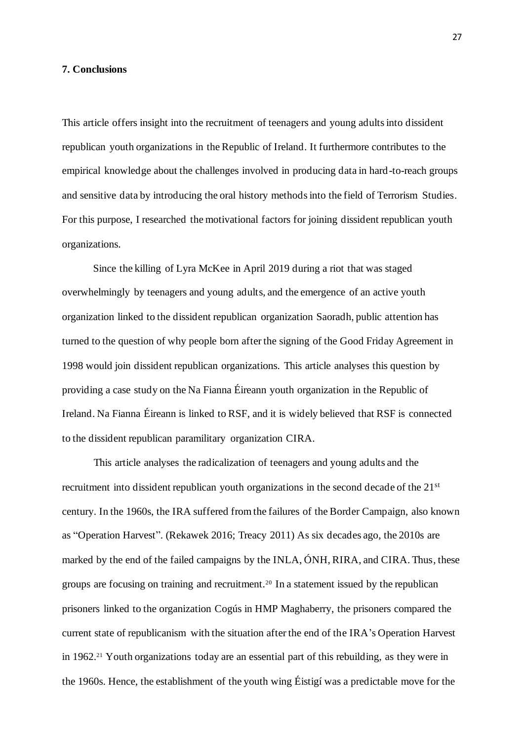## 7. Conclusions

This article offers insight into the recruitment of teenagers and young adults into dissident republican youth organizations in the Republic of Ireland. It furthermore contributes to the empirical knowledge about the challenges involved in producing data in hard-to-reach groups and sensitive data by introducing the oral history methods into the field of Terrorism Studies. For this purpose, I researched the motivational factors for joining dissident republican youth organizations.

Since the killing of Lyra McKee in April 2019 during a riot that was staged overwhelmingly by teenagers and young adults, and the emergence of an active youth organization linked to the dissident republican organization Saoradh, public attention has turned to the question of why people born after the signing of the Good Friday Agreement in 1998 would join dissident republican organizations. This article analyses this question by providing a case study on the Na Fianna Éireann youth organization in the Republic of Ireland. Na Fianna Éireann is linked to RSF, and it is widely believed that RSF is connected to the dissident republican paramilitary organization CIRA.

This article analyses the radicalization of teenagers and young adults and the recruitment into dissident republican youth organizations in the second decade of the 21st century. In the 1960s, the IRA suffered from the failures of the Border Campaign, also known as "Operation Harvest". (Rekawek 2016; Treacy 2011) As six decades ago, the 2010s are marked by the end of the failed campaigns by the INLA, ÓNH, RIRA, and CIRA. Thus, these groups are focusing on training and recruitment.[20] In a statement issued by the republican prisoners linked to the organization Cogús in HMP Maghaberry, the prisoners compared the current state of republicanism with the situation after the end of the IRA's Operation Harvest in 1962.[21] Youth organizations today are an essential part of this rebuilding, as they were in the 1960s. Hence, the establishment of the youth wing Éistigí was a predictable move for the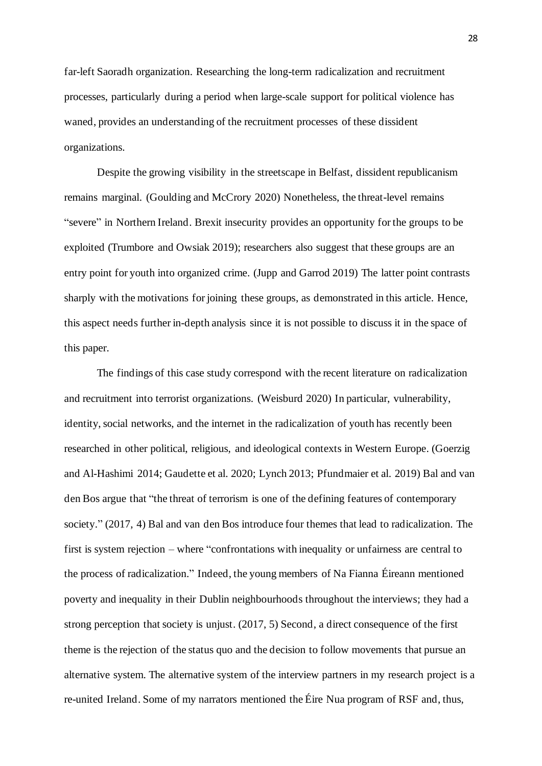far-left Saoradh organization. Researching the long-term radicalization and recruitment processes, particularly during a period when large-scale support for political violence has waned, provides an understanding of the recruitment processes of these dissident organizations.

Despite the growing visibility in the streetscape in Belfast, dissident republicanism remains marginal. (Goulding and McCrory 2020) Nonetheless, the threat-level remains "severe" in Northern Ireland. Brexit insecurity provides an opportunity for the groups to be exploited (Trumbore and Owsiak 2019); researchers also suggest that these groups are an entry point for youth into organized crime. (Jupp and Garrod 2019) The latter point contrasts sharply with the motivations for joining these groups, as demonstrated in this article. Hence, this aspect needs further in-depth analysis since it is not possible to discuss it in the space of this paper.

The findings of this case study correspond with the recent literature on radicalization and recruitment into terrorist organizations. (Weisburd 2020) In particular, vulnerability, identity, social networks, and the internet in the radicalization of youth has recently been researched in other political, religious, and ideological contexts in Western Europe. (Goerzig and Al-Hashimi 2014; Gaudette et al. 2020; Lynch 2013; Pfundmaier et al. 2019) Bal and van den Bos argue that "the threat of terrorism is one of the defining features of contemporary society." (2017, 4) Bal and van den Bos introduce four themes that lead to radicalization. The first is system rejection – where "confrontations with inequality or unfairness are central to the process of radicalization." Indeed, the young members of Na Fianna Éireann mentioned poverty and inequality in their Dublin neighbourhoods throughout the interviews; they had a strong perception that society is unjust. (2017, 5) Second, a direct consequence of the first theme is the rejection of the status quo and the decision to follow movements that pursue an alternative system. The alternative system of the interview partners in my research project is a re-united Ireland. Some of my narrators mentioned the Éire Nua program of RSF and, thus,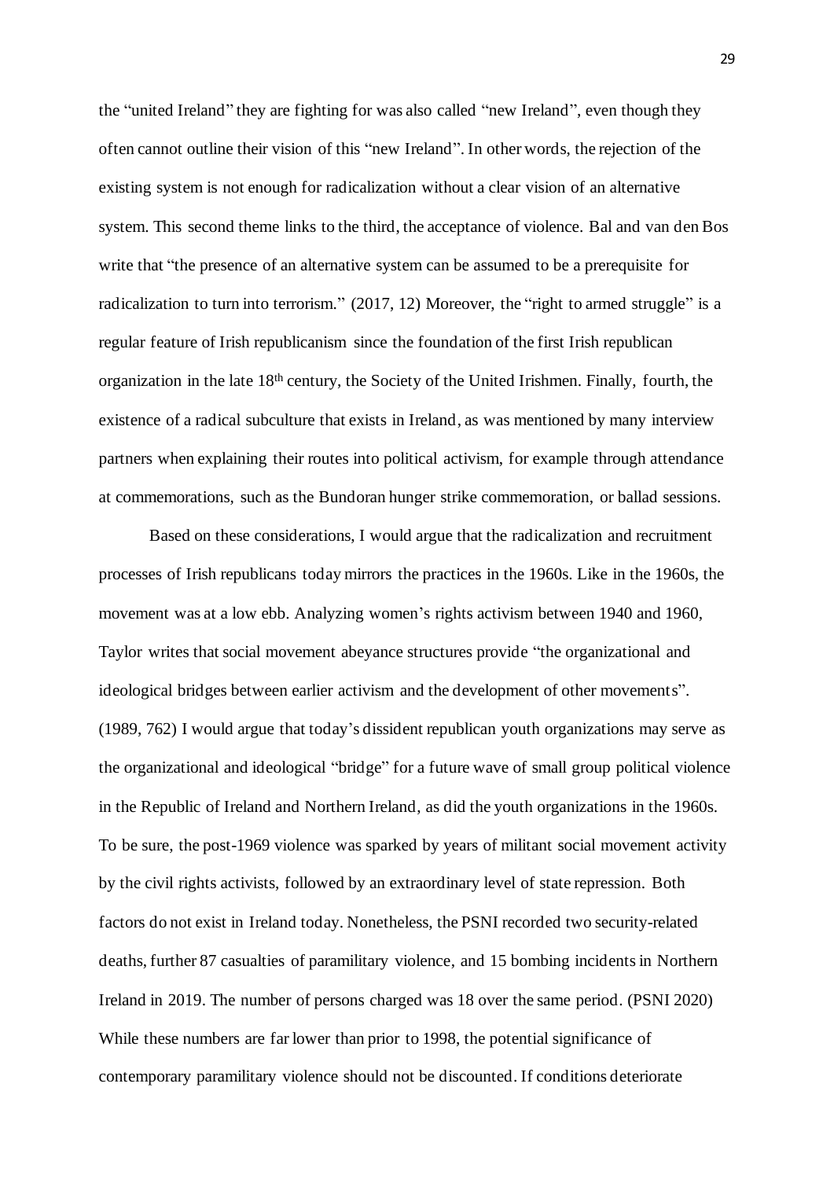the "united Ireland" they are fighting for was also called "new Ireland", even though they often cannot outline their vision of this "new Ireland". In other words, the rejection of the existing system is not enough for radicalization without a clear vision of an alternative system. This second theme links to the third, the acceptance of violence. Bal and van den Bos write that "the presence of an alternative system can be assumed to be a prerequisite for radicalization to turn into terrorism." (2017, 12) Moreover, the "right to armed struggle" is a regular feature of Irish republicanism since the foundation of the first Irish republican organization in the late 18th century, the Society of the United Irishmen. Finally, fourth, the existence of a radical subculture that exists in Ireland, as was mentioned by many interview partners when explaining their routes into political activism, for example through attendance at commemorations, such as the Bundoran hunger strike commemoration, or ballad sessions.

Based on these considerations, I would argue that the radicalization and recruitment processes of Irish republicans today mirrors the practices in the 1960s. Like in the 1960s, the movement was at a low ebb. Analyzing women's rights activism between 1940 and 1960, Taylor writes that social movement abeyance structures provide "the organizational and ideological bridges between earlier activism and the development of other movements". (1989, 762) I would argue that today's dissident republican youth organizations may serve as the organizational and ideological "bridge" for a future wave of small group political violence in the Republic of Ireland and Northern Ireland, as did the youth organizations in the 1960s. To be sure, the post-1969 violence was sparked by years of militant social movement activity by the civil rights activists, followed by an extraordinary level of state repression. Both factors do not exist in Ireland today. Nonetheless, the PSNI recorded two security-related deaths, further 87 casualties of paramilitary violence, and 15 bombing incidents in Northern Ireland in 2019. The number of persons charged was 18 over the same period. (PSNI 2020) While these numbers are far lower than prior to 1998, the potential significance of contemporary paramilitary violence should not be discounted. If conditions deteriorate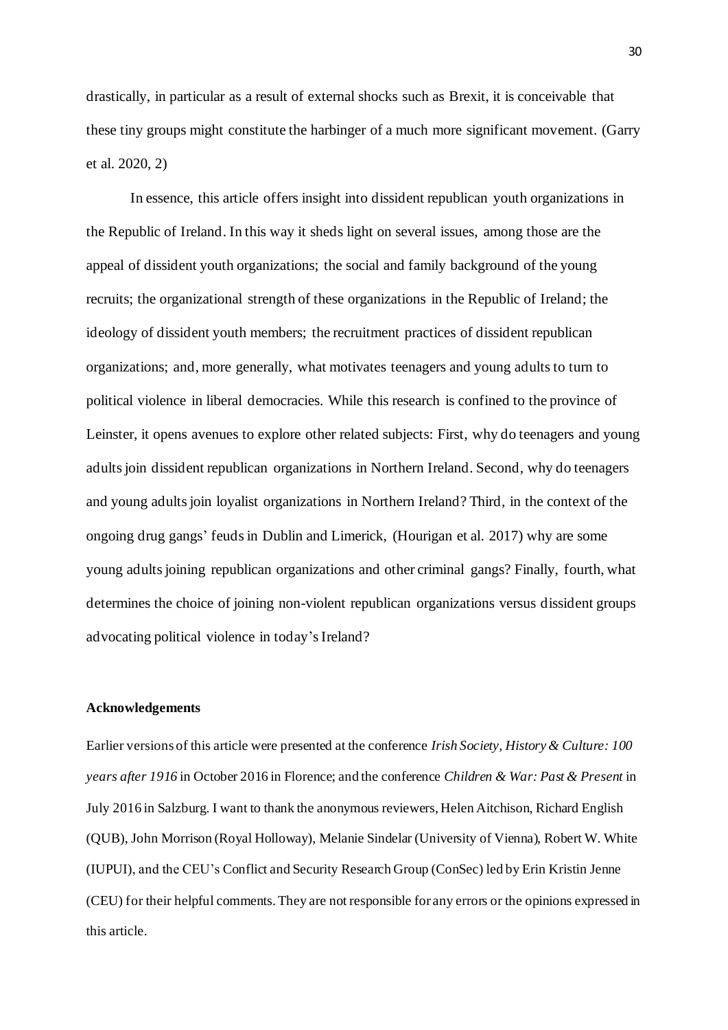drastically, in particular as a result of external shocks such as Brexit, it is conceivable that these tiny groups might constitute the harbinger of a much more significant movement. (Garry et al. 2020, 2)

In essence, this article offers insight into dissident republican youth organizations in the Republic of Ireland. In this way it sheds light on several issues, among those are the appeal of dissident youth organizations; the social and family background of the young recruits; the organizational strength of these organizations in the Republic of Ireland; the ideology of dissident youth members; the recruitment practices of dissident republican organizations; and, more generally, what motivates teenagers and young adults to turn to political violence in liberal democracies. While this research is confined to the province of Leinster, it opens avenues to explore other related subjects: First, why do teenagers and young adults join dissident republican organizations in Northern Ireland. Second, why do teenagers and young adults join loyalist organizations in Northern Ireland? Third, in the context of the ongoing drug gangs' feuds in Dublin and Limerick, (Hourigan et al. 2017) why are some young adults joining republican organizations and other criminal gangs? Finally, fourth, what determines the choice of joining non-violent republican organizations versus dissident groups advocating political violence in today's Ireland?

**Acknowledgements**

Earlier versions of this article were presented at the conference *Irish Society, History & Culture: 100 years after 1916* in October 2016 in Florence; and the conference *Children & War: Past & Present* in July 2016 in Salzburg. I want to thank the anonymous reviewers, Helen Aitchison, Richard English (QUB), John Morrison (Royal Holloway), Melanie Sindelar (University of Vienna), Robert W. White (IUPUI), and the CEU's Conflict and Security Research Group (ConSec) led by Erin Kristin Jenne (CEU) for their helpful comments. They are not responsible for any errors or the opinions expressed in this article.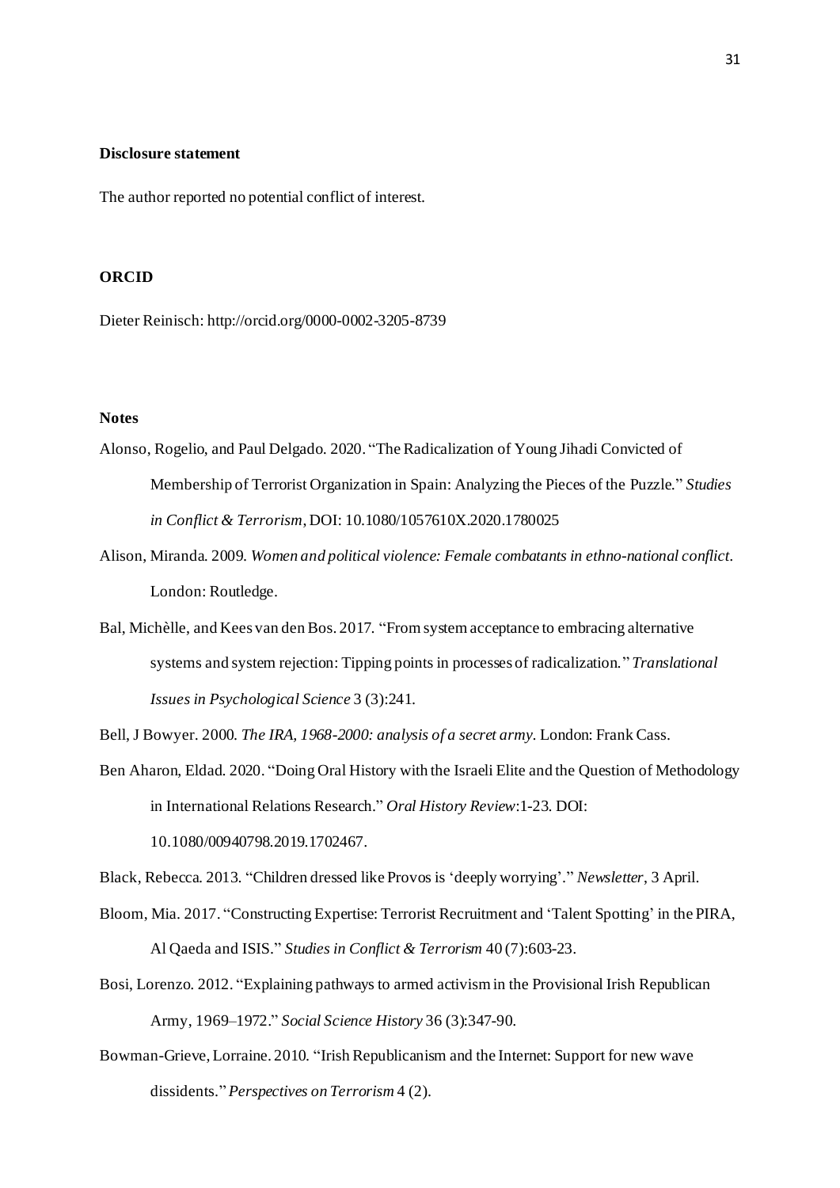### Disclosure statement

The author reported no potential conflict of interest.

### ORCID

Dieter Reinisch: http://orcid.org/0000-0002-3205-8739

### Notes

Alonso, Rogelio, and Paul Delgado. 2020. "The Radicalization of Young Jihadi Convicted of Membership of Terrorist Organization in Spain: Analyzing the Pieces of the Puzzle." *Studies in Conflict & Terrorism*, DOI: 10.1080/1057610X.2020.1780025

Alison, Miranda. 2009. *Women and political violence: Female combatants in ethno-national conflict*. London: Routledge.

Bal, Michèlle, and Kees van den Bos. 2017. "From system acceptance to embracing alternative systems and system rejection: Tipping points in processes of radicalization." *Translational Issues in Psychological Science* 3 (3):241.

Bell, J Bowyer. 2000. *The IRA, 1968-2000: analysis of a secret army*. London: Frank Cass.

Ben Aharon, Eldad. 2020. "Doing Oral History with the Israeli Elite and the Question of Methodology in International Relations Research." *Oral History Review*:1-23. DOI: 10.1080/00940798.2019.1702467.

Black, Rebecca. 2013. "Children dressed like Provos is 'deeply worrying'." *Newsletter*, 3 April.

Bloom, Mia. 2017. "Constructing Expertise: Terrorist Recruitment and 'Talent Spotting' in the PIRA, Al Qaeda and ISIS." *Studies in Conflict & Terrorism* 40 (7):603-23.

Bosi, Lorenzo. 2012. "Explaining pathways to armed activism in the Provisional Irish Republican Army, 1969–1972." *Social Science History* 36 (3):347-90.

Bowman-Grieve, Lorraine. 2010. "Irish Republicanism and the Internet: Support for new wave dissidents." *Perspectives on Terrorism* 4 (2).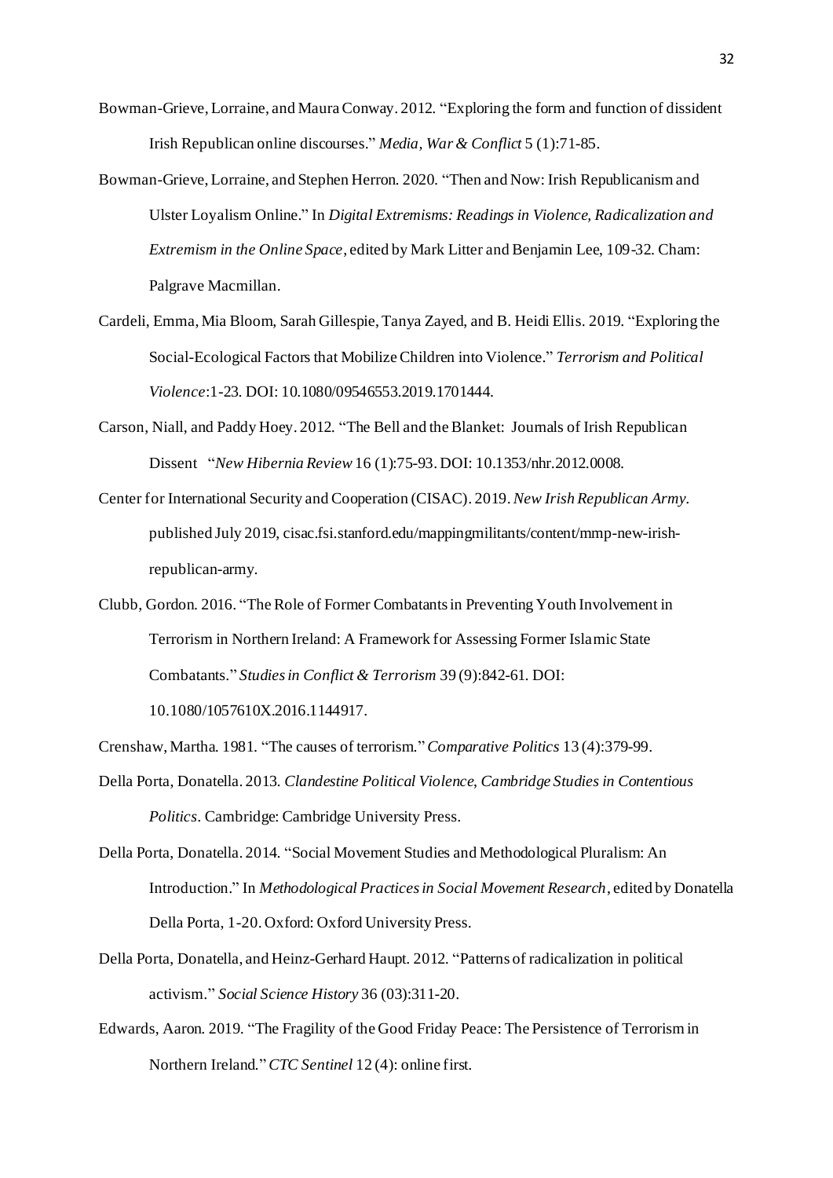Bowman-Grieve, Lorraine, and Maura Conway. 2012. "Exploring the form and function of dissident Irish Republican online discourses." *Media, War & Conflict* 5 (1):71-85.

Bowman-Grieve, Lorraine, and Stephen Herron. 2020. "Then and Now: Irish Republicanism and Ulster Loyalism Online." In *Digital Extremisms: Readings in Violence, Radicalization and Extremism in the Online Space*, edited by Mark Litter and Benjamin Lee, 109-32. Cham: Palgrave Macmillan.

Cardeli, Emma, Mia Bloom, Sarah Gillespie, Tanya Zayed, and B. Heidi Ellis. 2019. "Exploring the Social-Ecological Factors that Mobilize Children into Violence." *Terrorism and Political Violence*:1-23. DOI: 10.1080/09546553.2019.1701444.

Carson, Niall, and Paddy Hoey. 2012. "The Bell and the Blanket: Journals of Irish Republican Dissent "*New Hibernia Review* 16 (1):75-93. DOI: 10.1353/nhr.2012.0008.

Center for International Security and Cooperation (CISAC). 2019. *New Irish Republican Army*. published July 2019, cisac.fsi.stanford.edu/mappingmilitants/content/mmp-new-irish-republican-army.

Clubb, Gordon. 2016. "The Role of Former Combatants in Preventing Youth Involvement in Terrorism in Northern Ireland: A Framework for Assessing Former Islamic State Combatants." *Studies in Conflict & Terrorism* 39 (9):842-61. DOI: 10.1080/1057610X.2016.1144917.

Crenshaw, Martha. 1981. "The causes of terrorism." *Comparative Politics* 13 (4):379-99.

Della Porta, Donatella. 2013. *Clandestine Political Violence*, *Cambridge Studies in Contentious Politics*. Cambridge: Cambridge University Press.

Della Porta, Donatella. 2014. "Social Movement Studies and Methodological Pluralism: An Introduction." In *Methodological Practices in Social Movement Research*, edited by Donatella Della Porta, 1-20. Oxford: Oxford University Press.

Della Porta, Donatella, and Heinz-Gerhard Haupt. 2012. "Patterns of radicalization in political activism." *Social Science History* 36 (03):311-20.

Edwards, Aaron. 2019. "The Fragility of the Good Friday Peace: The Persistence of Terrorism in Northern Ireland." *CTC Sentinel* 12 (4): online first.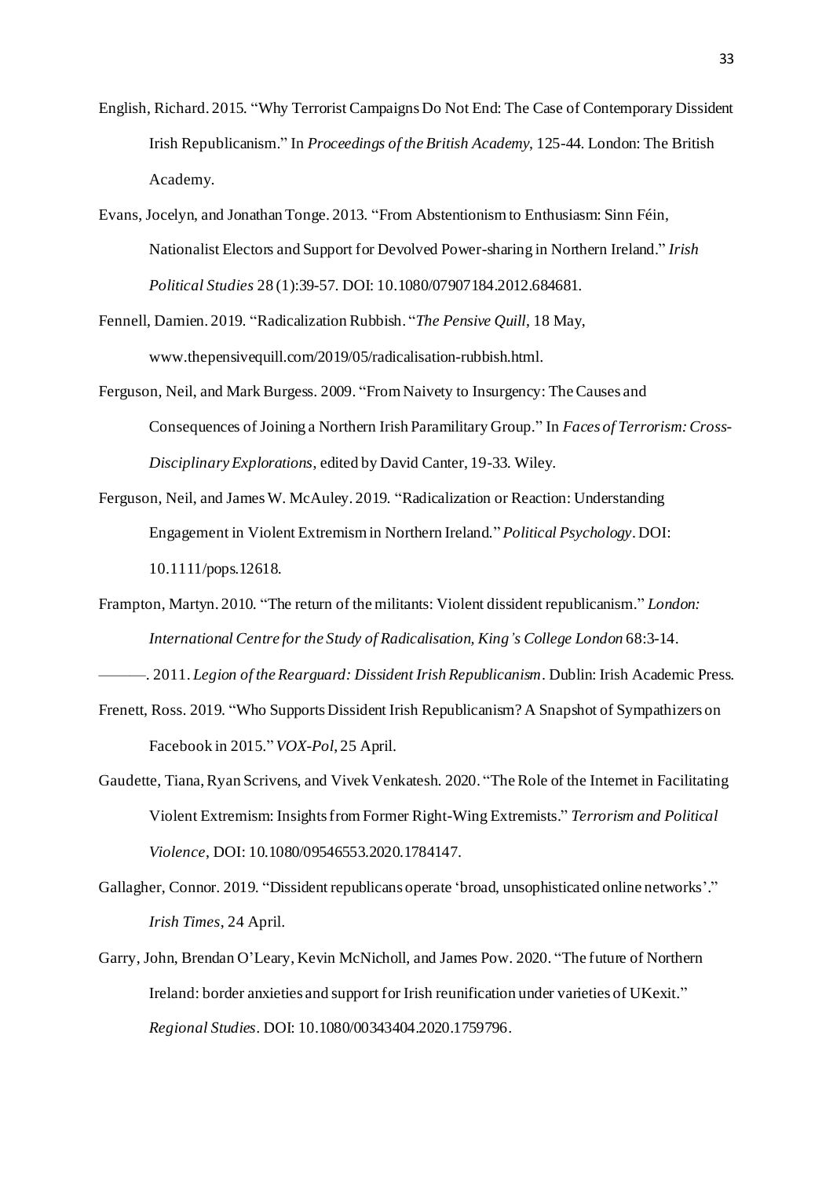English, Richard. 2015. "Why Terrorist Campaigns Do Not End: The Case of Contemporary Dissident Irish Republicanism." In *Proceedings of the British Academy*, 125-44. London: The British Academy.

Evans, Jocelyn, and Jonathan Tonge. 2013. "From Abstentionism to Enthusiasm: Sinn Féin, Nationalist Electors and Support for Devolved Power-sharing in Northern Ireland." *Irish Political Studies* 28 (1):39-57. DOI: 10.1080/07907184.2012.684681.

Fennell, Damien. 2019. "Radicalization Rubbish. "*The Pensive Quill*, 18 May, www.thepensivequill.com/2019/05/radicalisation-rubbish.html.

Ferguson, Neil, and Mark Burgess. 2009. "From Naivety to Insurgency: The Causes and Consequences of Joining a Northern Irish Paramilitary Group." In *Faces of Terrorism: Cross-Disciplinary Explorations*, edited by David Canter, 19-33. Wiley.

Ferguson, Neil, and James W. McAuley. 2019. "Radicalization or Reaction: Understanding Engagement in Violent Extremism in Northern Ireland." *Political Psychology*. DOI: 10.1111/pops.12618.

Frampton, Martyn. 2010. "The return of the militants: Violent dissident republicanism." *London: International Centre for the Study of Radicalisation, King's College London* 68:3-14.

———. 2011. *Legion of the Rearguard: Dissident Irish Republicanism*. Dublin: Irish Academic Press.

Frenett, Ross. 2019. "Who Supports Dissident Irish Republicanism? A Snapshot of Sympathizers on Facebook in 2015." *VOX-Pol*, 25 April.

Gaudette, Tiana, Ryan Scrivens, and Vivek Venkatesh. 2020. "The Role of the Internet in Facilitating Violent Extremism: Insights from Former Right-Wing Extremists." *Terrorism and Political Violence*, DOI: 10.1080/09546553.2020.1784147.

Gallagher, Connor. 2019. "Dissident republicans operate 'broad, unsophisticated online networks'." *Irish Times*, 24 April.

Garry, John, Brendan O'Leary, Kevin McNicholl, and James Pow. 2020. "The future of Northern Ireland: border anxieties and support for Irish reunification under varieties of UKexit." *Regional Studies*. DOI: 10.1080/00343404.2020.1759796.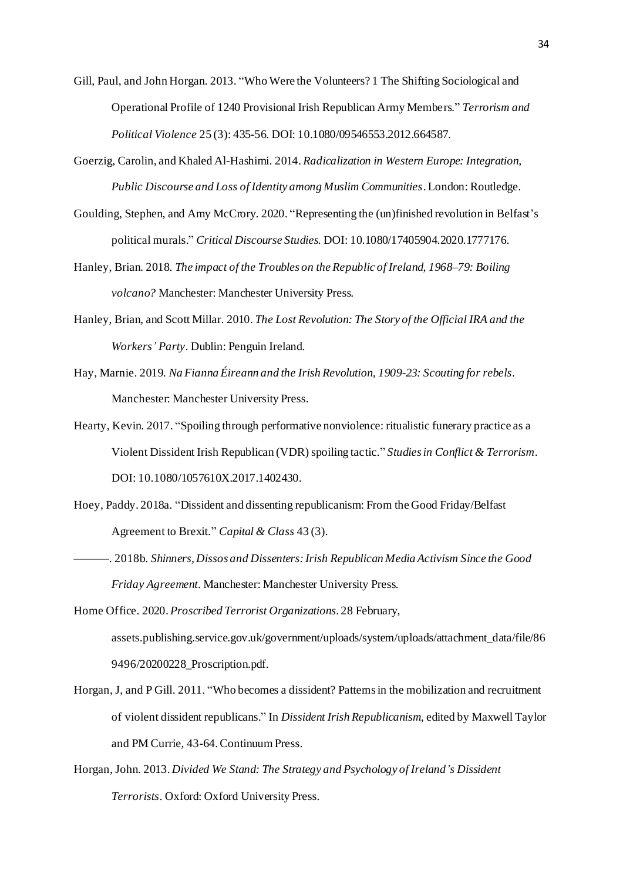Gill, Paul, and John Horgan. 2013. "Who Were the Volunteers? 1 The Shifting Sociological and Operational Profile of 1240 Provisional Irish Republican Army Members." *Terrorism and Political Violence* 25 (3): 435-56. DOI: 10.1080/09546553.2012.664587.

Goerzig, Carolin, and Khaled Al-Hashimi. 2014. *Radicalization in Western Europe: Integration, Public Discourse and Loss of Identity among Muslim Communities*. London: Routledge.

Goulding, Stephen, and Amy McCrory. 2020. "Representing the (un)finished revolution in Belfast's political murals." *Critical Discourse Studies*. DOI: 10.1080/17405904.2020.1777176.

Hanley, Brian. 2018. *The impact of the Troubles on the Republic of Ireland, 1968–79: Boiling volcano?* Manchester: Manchester University Press.

Hanley, Brian, and Scott Millar. 2010. *The Lost Revolution: The Story of the Official IRA and the Workers' Party*. Dublin: Penguin Ireland.

Hay, Marnie. 2019. *Na Fianna Éireann and the Irish Revolution, 1909-23: Scouting for rebels*. Manchester: Manchester University Press.

Hearty, Kevin. 2017. "Spoiling through performative nonviolence: ritualistic funerary practice as a Violent Dissident Irish Republican (VDR) spoiling tactic." *Studies in Conflict & Terrorism*. DOI: 10.1080/1057610X.2017.1402430.

Hoey, Paddy. 2018a. "Dissident and dissenting republicanism: From the Good Friday/Belfast Agreement to Brexit." *Capital & Class* 43 (3).

———. 2018b. *Shinners, Dissos and Dissenters: Irish Republican Media Activism Since the Good Friday Agreement*. Manchester: Manchester University Press.

Home Office. 2020. *Proscribed Terrorist Organizations*. 28 February, assets.publishing.service.gov.uk/government/uploads/system/uploads/attachment_data/file/869496/20200228_Proscription.pdf.

Horgan, J, and P Gill. 2011. "Who becomes a dissident? Patterns in the mobilization and recruitment of violent dissident republicans." In *Dissident Irish Republicanism*, edited by Maxwell Taylor and PM Currie, 43-64. Continuum Press.

Horgan, John. 2013. *Divided We Stand: The Strategy and Psychology of Ireland's Dissident Terrorists*. Oxford: Oxford University Press.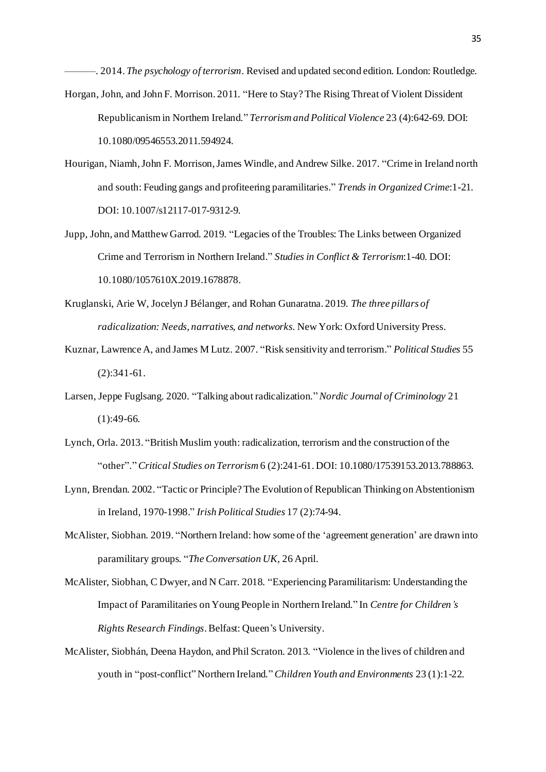———. 2014. *The psychology of terrorism*. Revised and updated second edition. London: Routledge.

Horgan, John, and John F. Morrison. 2011. "Here to Stay? The Rising Threat of Violent Dissident Republicanism in Northern Ireland." *Terrorism and Political Violence* 23 (4):642-69. DOI: 10.1080/09546553.2011.594924.

Hourigan, Niamh, John F. Morrison, James Windle, and Andrew Silke. 2017. "Crime in Ireland north and south: Feuding gangs and profiteering paramilitaries." *Trends in Organized Crime*:1-21. DOI: 10.1007/s12117-017-9312-9.

Jupp, John, and Matthew Garrod. 2019. "Legacies of the Troubles: The Links between Organized Crime and Terrorism in Northern Ireland." *Studies in Conflict & Terrorism*:1-40. DOI: 10.1080/1057610X.2019.1678878.

Kruglanski, Arie W, Jocelyn J Bélanger, and Rohan Gunaratna. 2019. *The three pillars of radicalization: Needs, narratives, and networks*. New York: Oxford University Press.

Kuznar, Lawrence A, and James M Lutz. 2007. "Risk sensitivity and terrorism." *Political Studies* 55 (2):341-61.

Larsen, Jeppe Fuglsang. 2020. "Talking about radicalization." *Nordic Journal of Criminology* 21 (1):49-66.

Lynch, Orla. 2013. "British Muslim youth: radicalization, terrorism and the construction of the "other"." *Critical Studies on Terrorism* 6 (2):241-61. DOI: 10.1080/17539153.2013.788863.

Lynn, Brendan. 2002. "Tactic or Principle? The Evolution of Republican Thinking on Abstentionism in Ireland, 1970-1998." *Irish Political Studies* 17 (2):74-94.

McAlister, Siobhan. 2019. "Northern Ireland: how some of the 'agreement generation' are drawn into paramilitary groups. "*The Conversation UK*, 26 April.

McAlister, Siobhan, C Dwyer, and N Carr. 2018. "Experiencing Paramilitarism: Understanding the Impact of Paramilitaries on Young People in Northern Ireland." In *Centre for Children's Rights Research Findings*. Belfast: Queen's University.

McAlister, Siobhán, Deena Haydon, and Phil Scraton. 2013. "Violence in the lives of children and youth in "post-conflict" Northern Ireland." *Children Youth and Environments* 23 (1):1-22.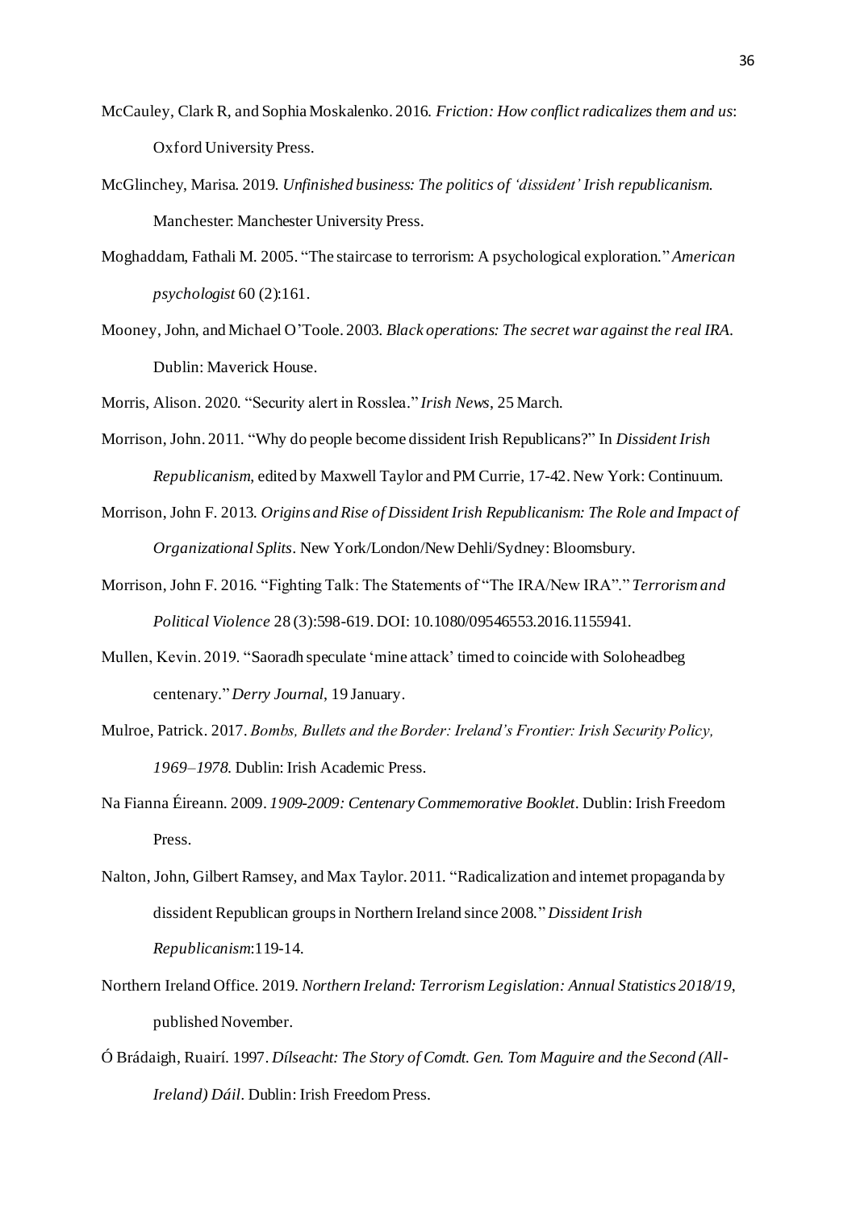McCauley, Clark R, and Sophia Moskalenko. 2016. *Friction: How conflict radicalizes them and us*: Oxford University Press.

McGlinchey, Marisa. 2019. *Unfinished business: The politics of 'dissident' Irish republicanism*. Manchester: Manchester University Press.

Moghaddam, Fathali M. 2005. "The staircase to terrorism: A psychological exploration." *American psychologist* 60 (2):161.

Mooney, John, and Michael O'Toole. 2003. *Black operations: The secret war against the real IRA*. Dublin: Maverick House.

Morris, Alison. 2020. "Security alert in Rosslea." *Irish News*, 25 March.

Morrison, John. 2011. "Why do people become dissident Irish Republicans?" In *Dissident Irish Republicanism*, edited by Maxwell Taylor and PM Currie, 17-42. New York: Continuum.

Morrison, John F. 2013. *Origins and Rise of Dissident Irish Republicanism: The Role and Impact of Organizational Splits*. New York/London/New Dehli/Sydney: Bloomsbury.

Morrison, John F. 2016. "Fighting Talk: The Statements of "The IRA/New IRA"." *Terrorism and Political Violence* 28 (3):598-619. DOI: 10.1080/09546553.2016.1155941.

Mullen, Kevin. 2019. "Saoradh speculate 'mine attack' timed to coincide with Soloheadbeg centenary." *Derry Journal*, 19 January.

Mulroe, Patrick. 2017. *Bombs, Bullets and the Border: Ireland's Frontier: Irish Security Policy, 1969–1978*. Dublin: Irish Academic Press.

Na Fianna Éireann. 2009. *1909-2009: Centenary Commemorative Booklet*. Dublin: Irish Freedom Press.

Nalton, John, Gilbert Ramsey, and Max Taylor. 2011. "Radicalization and internet propaganda by dissident Republican groups in Northern Ireland since 2008." *Dissident Irish Republicanism*:119-14.

Northern Ireland Office. 2019. *Northern Ireland: Terrorism Legislation: Annual Statistics 2018/19*, published November.

Ó Brádaigh, Ruairí. 1997. *Dílseacht: The Story of Comdt. Gen. Tom Maguire and the Second (All-Ireland) Dáil*. Dublin: Irish Freedom Press.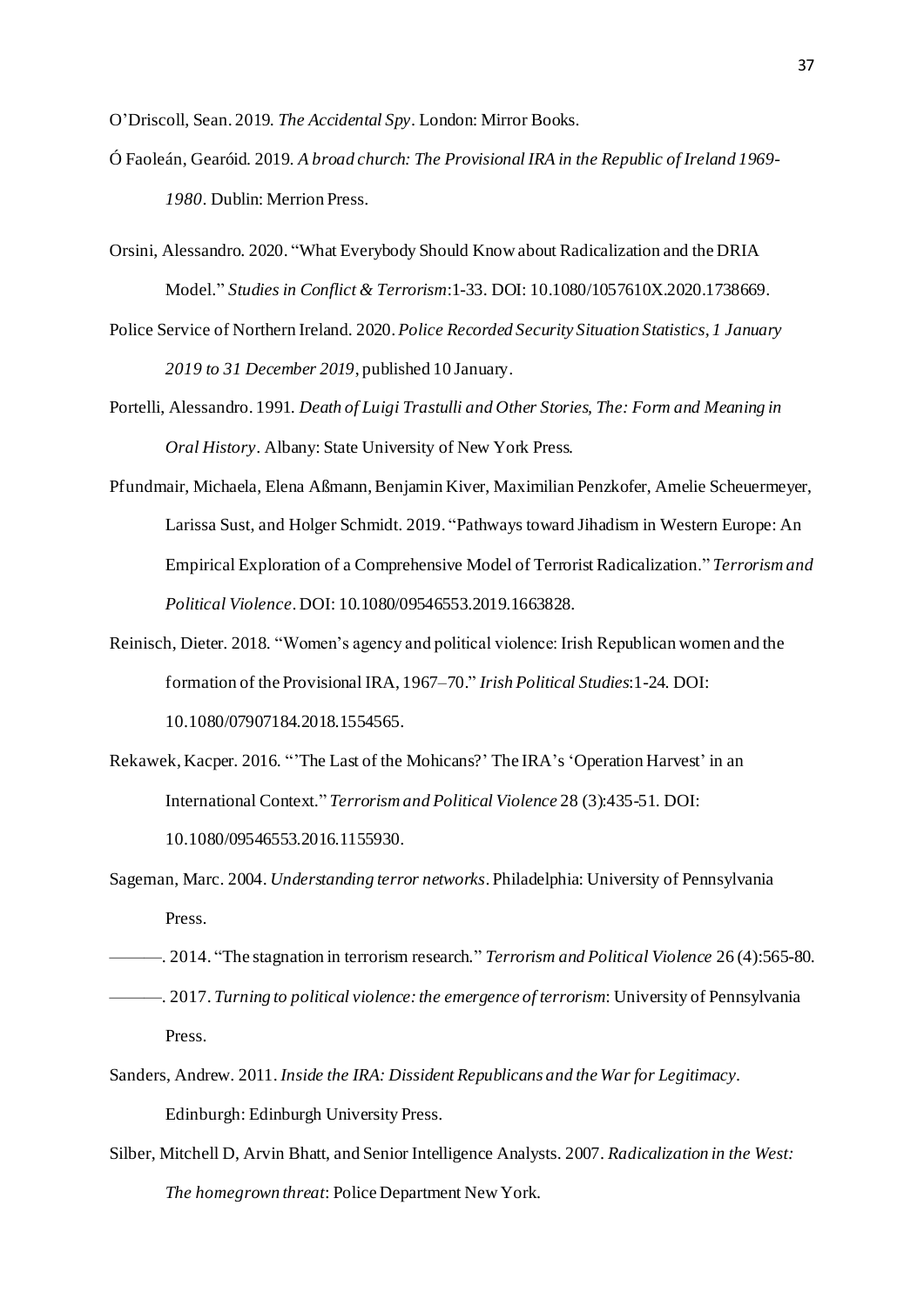O'Driscoll, Sean. 2019. *The Accidental Spy*. London: Mirror Books.

Ó Faoleán, Gearóid. 2019. *A broad church: The Provisional IRA in the Republic of Ireland 1969-1980*. Dublin: Merrion Press.

Orsini, Alessandro. 2020. "What Everybody Should Know about Radicalization and the DRIA Model." *Studies in Conflict & Terrorism*:1-33. DOI: 10.1080/1057610X.2020.1738669.

Police Service of Northern Ireland. 2020. *Police Recorded Security Situation Statistics, 1 January 2019 to 31 December 2019*, published 10 January.

Portelli, Alessandro. 1991. *Death of Luigi Trastulli and Other Stories, The: Form and Meaning in Oral History*. Albany: State University of New York Press.

Pfundmair, Michaela, Elena Aßmann, Benjamin Kiver, Maximilian Penzkofer, Amelie Scheuermeyer, Larissa Sust, and Holger Schmidt. 2019. "Pathways toward Jihadism in Western Europe: An Empirical Exploration of a Comprehensive Model of Terrorist Radicalization." *Terrorism and Political Violence*. DOI: 10.1080/09546553.2019.1663828.

Reinisch, Dieter. 2018. "Women's agency and political violence: Irish Republican women and the formation of the Provisional IRA, 1967–70." *Irish Political Studies*:1-24. DOI: 10.1080/07907184.2018.1554565.

Rekawek, Kacper. 2016. "'The Last of the Mohicans?' The IRA's 'Operation Harvest' in an International Context." *Terrorism and Political Violence* 28 (3):435-51. DOI: 10.1080/09546553.2016.1155930.

Sageman, Marc. 2004. *Understanding terror networks*. Philadelphia: University of Pennsylvania Press.

———. 2014. "The stagnation in terrorism research." *Terrorism and Political Violence* 26 (4):565-80.

———. 2017. *Turning to political violence: the emergence of terrorism*: University of Pennsylvania Press.

Sanders, Andrew. 2011. *Inside the IRA: Dissident Republicans and the War for Legitimacy*. Edinburgh: Edinburgh University Press.

Silber, Mitchell D, Arvin Bhatt, and Senior Intelligence Analysts. 2007. *Radicalization in the West: The homegrown threat*: Police Department New York.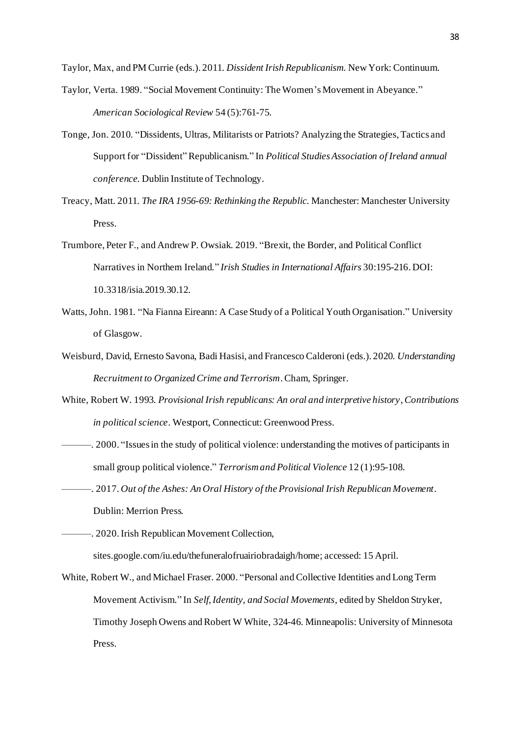Taylor, Max, and PM Currie (eds.). 2011. *Dissident Irish Republicanism.* New York: Continuum.

Taylor, Verta. 1989. "Social Movement Continuity: The Women's Movement in Abeyance." *American Sociological Review* 54 (5):761-75.

Tonge, Jon. 2010. "Dissidents, Ultras, Militarists or Patriots? Analyzing the Strategies, Tactics and Support for "Dissident" Republicanism." In *Political Studies Association of Ireland annual conference.* Dublin Institute of Technology.

Treacy, Matt. 2011. *The IRA 1956-69: Rethinking the Republic.* Manchester: Manchester University Press.

Trumbore, Peter F., and Andrew P. Owsiak. 2019. "Brexit, the Border, and Political Conflict Narratives in Northern Ireland." *Irish Studies in International Affairs* 30:195-216. DOI: 10.3318/isia.2019.30.12.

Watts, John. 1981. "Na Fianna Eireann: A Case Study of a Political Youth Organisation." University of Glasgow.

Weisburd, David, Ernesto Savona, Badi Hasisi, and Francesco Calderoni (eds.). 2020. *Understanding Recruitment to Organized Crime and Terrorism*. Cham, Springer.

White, Robert W. 1993. *Provisional Irish republicans: An oral and interpretive history*, *Contributions in political science*. Westport, Connecticut: Greenwood Press.

———. 2000. "Issues in the study of political violence: understanding the motives of participants in small group political violence." *Terrorism and Political Violence* 12 (1):95-108.

———. 2017. *Out of the Ashes: An Oral History of the Provisional Irish Republican Movement*. Dublin: Merrion Press.

———. 2020. Irish Republican Movement Collection, sites.google.com/iu.edu/thefuneralofruairiobradaigh/home; accessed: 15 April.

White, Robert W., and Michael Fraser. 2000. "Personal and Collective Identities and Long Term Movement Activism." In *Self, Identity, and Social Movements*, edited by Sheldon Stryker, Timothy Joseph Owens and Robert W White, 324-46. Minneapolis: University of Minnesota Press.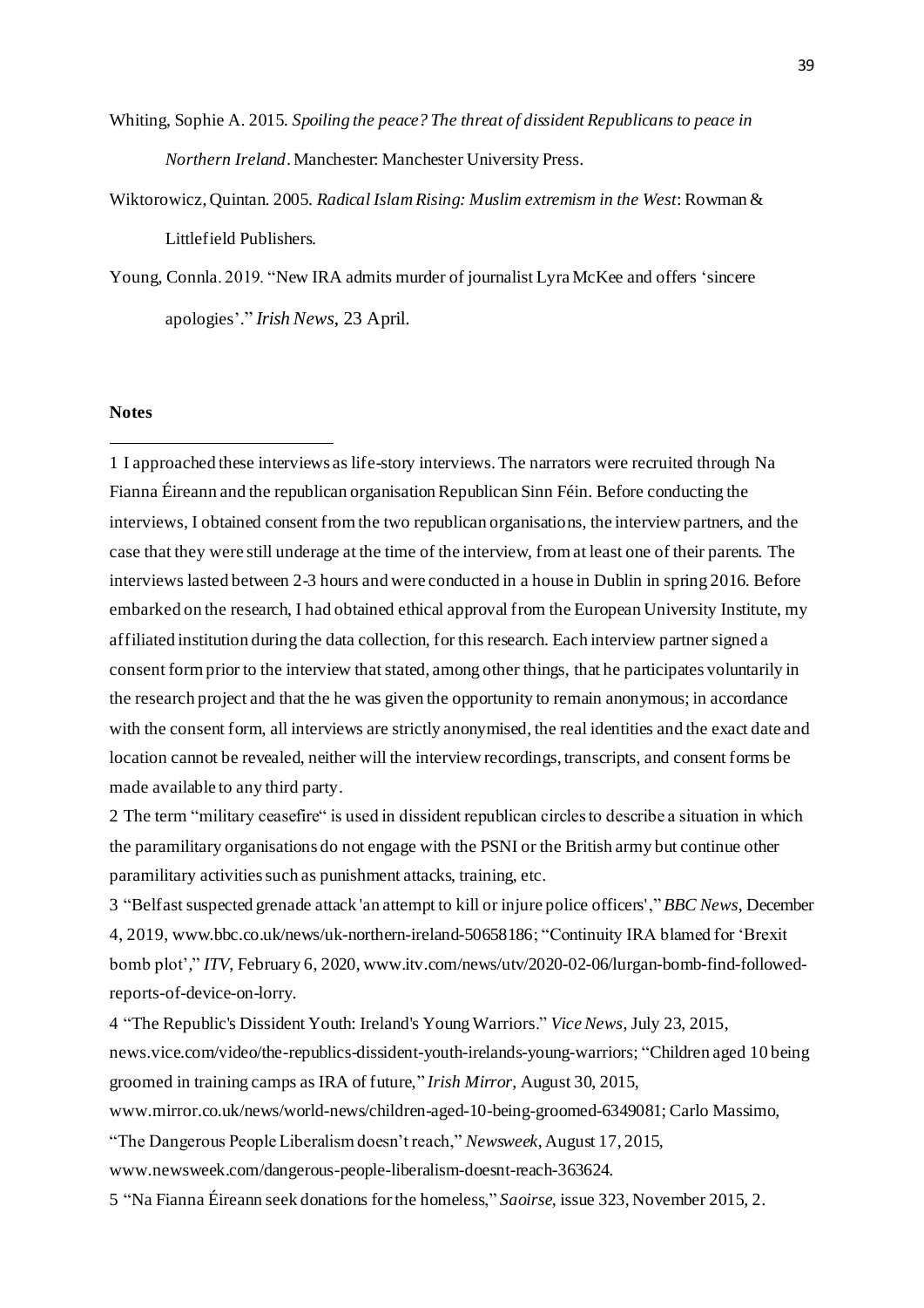Whiting, Sophie A. 2015. *Spoiling the peace? The threat of dissident Republicans to peace in Northern Ireland*. Manchester: Manchester University Press.

Wiktorowicz, Quintan. 2005. *Radical Islam Rising: Muslim extremism in the West*: Rowman & Littlefield Publishers.

Young, Connla. 2019. "New IRA admits murder of journalist Lyra McKee and offers 'sincere apologies'." *Irish News*, 23 April.

**Notes**

1 I approached these interviews as life-story interviews. The narrators were recruited through Na Fianna Éireann and the republican organisation Republican Sinn Féin. Before conducting the interviews, I obtained consent from the two republican organisations, the interview partners, and the case that they were still underage at the time of the interview, from at least one of their parents. The interviews lasted between 2-3 hours and were conducted in a house in Dublin in spring 2016. Before embarked on the research, I had obtained ethical approval from the European University Institute, my affiliated institution during the data collection, for this research. Each interview partner signed a consent form prior to the interview that stated, among other things, that he participates voluntarily in the research project and that the he was given the opportunity to remain anonymous; in accordance with the consent form, all interviews are strictly anonymised, the real identities and the exact date and location cannot be revealed, neither will the interview recordings, transcripts, and consent forms be made available to any third party.

2 The term "military ceasefire" is used in dissident republican circles to describe a situation in which the paramilitary organisations do not engage with the PSNI or the British army but continue other paramilitary activities such as punishment attacks, training, etc.

3 "Belfast suspected grenade attack 'an attempt to kill or injure police officers'," *BBC News*, December 4, 2019, www.bbc.co.uk/news/uk-northern-ireland-50658186; "Continuity IRA blamed for 'Brexit bomb plot'," *ITV*, February 6, 2020, www.itv.com/news/utv/2020-02-06/lurgan-bomb-find-followed-reports-of-device-on-lorry.

4 "The Republic's Dissident Youth: Ireland's Young Warriors." *Vice News*, July 23, 2015, news.vice.com/video/the-republics-dissident-youth-irelands-young-warriors; "Children aged 10 being groomed in training camps as IRA of future," *Irish Mirror*, August 30, 2015, www.mirror.co.uk/news/world-news/children-aged-10-being-groomed-6349081; Carlo Massimo, "The Dangerous People Liberalism doesn't reach," *Newsweek*, August 17, 2015, www.newsweek.com/dangerous-people-liberalism-doesnt-reach-363624.

5 "Na Fianna Éireann seek donations for the homeless," *Saoirse*, issue 323, November 2015, 2.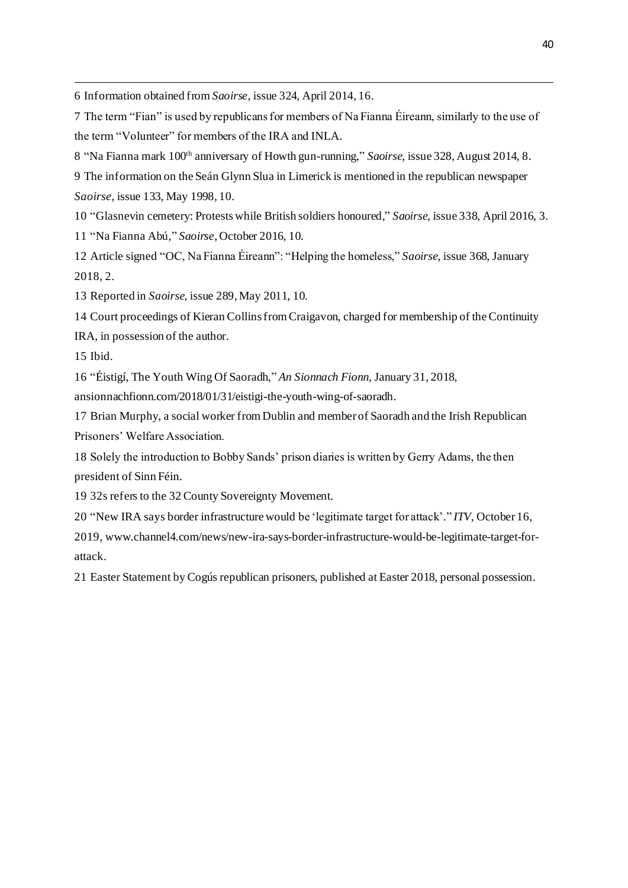6 Information obtained from *Saoirse*, issue 324, April 2014, 16.

7 The term "Fian" is used by republicans for members of Na Fianna Éireann, similarly to the use of the term "Volunteer" for members of the IRA and INLA.

8 "Na Fianna mark 100th anniversary of Howth gun-running," *Saoirse*, issue 328, August 2014, 8.

9 The information on the Seán Glynn Slua in Limerick is mentioned in the republican newspaper *Saoirse*, issue 133, May 1998, 10.

10 "Glasnevin cemetery: Protests while British soldiers honoured," *Saoirse*, issue 338, April 2016, 3.

11 "Na Fianna Abú," *Saoirse*, October 2016, 10.

12 Article signed "OC, Na Fianna Éireann": "Helping the homeless," *Saoirse*, issue 368, January 2018, 2.

13 Reported in *Saoirse*, issue 289, May 2011, 10.

14 Court proceedings of Kieran Collins from Craigavon, charged for membership of the Continuity IRA, in possession of the author.

15 Ibid.

16 "Éistigí, The Youth Wing Of Saoradh," *An Sionnach Fionn*, January 31, 2018, ansionnachfionn.com/2018/01/31/eistigi-the-youth-wing-of-saoradh.

17 Brian Murphy, a social worker from Dublin and member of Saoradh and the Irish Republican Prisoners' Welfare Association.

18 Solely the introduction to Bobby Sands' prison diaries is written by Gerry Adams, the then president of Sinn Féin.

19 32s refers to the 32 County Sovereignty Movement.

20 "New IRA says border infrastructure would be 'legitimate target for attack'." *ITV*, October 16, 2019, www.channel4.com/news/new-ira-says-border-infrastructure-would-be-legitimate-target-for-attack.

21 Easter Statement by Cogús republican prisoners, published at Easter 2018, personal possession.